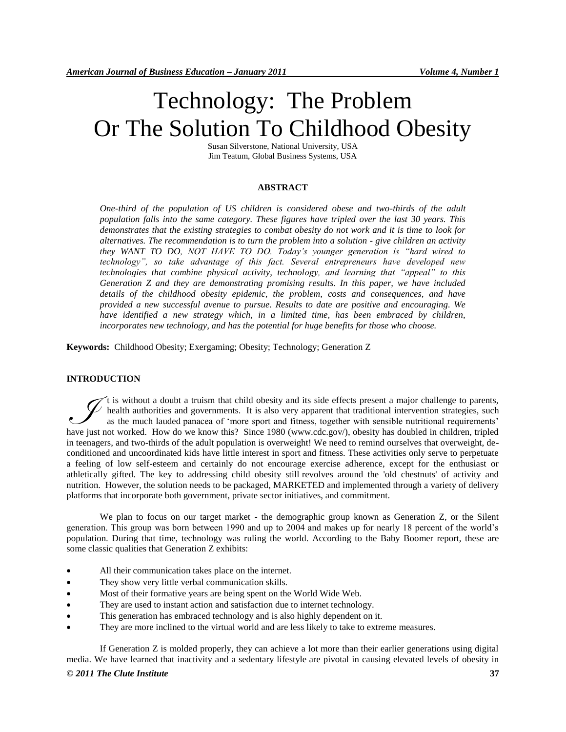# Technology: The Problem Or The Solution To Childhood Obesity

Susan Silverstone, National University, USA
Jim Teatum, Global Business Systems, USA

## ABSTRACT

*One-third of the population of US children is considered obese and two-thirds of the adult population falls into the same category. These figures have tripled over the last 30 years. This demonstrates that the existing strategies to combat obesity do not work and it is time to look for alternatives. The recommendation is to turn the problem into a solution - give children an activity they WANT TO DO, NOT HAVE TO DO. Today's younger generation is "hard wired to technology", so take advantage of this fact. Several entrepreneurs have developed new technologies that combine physical activity, technology, and learning that "appeal" to this Generation Z and they are demonstrating promising results. In this paper, we have included details of the childhood obesity epidemic, the problem, costs and consequences, and have provided a new successful avenue to pursue. Results to date are positive and encouraging. We have identified a new strategy which, in a limited time, has been embraced by children, incorporates new technology, and has the potential for huge benefits for those who choose.*

**Keywords:** Childhood Obesity; Exergaming; Obesity; Technology; Generation Z

## INTRODUCTION

It is without a doubt a truism that child obesity and its side effects present a major challenge to parents, health authorities and governments. It is also very apparent that traditional intervention strategies, such as the much lauded panacea of 'more sport and fitness, together with sensible nutritional requirements' have just not worked. How do we know this? Since 1980 (www.cdc.gov/), obesity has doubled in children, tripled in teenagers, and two-thirds of the adult population is overweight! We need to remind ourselves that overweight, de-conditioned and uncoordinated kids have little interest in sport and fitness. These activities only serve to perpetuate a feeling of low self-esteem and certainly do not encourage exercise adherence, except for the enthusiast or athletically gifted. The key to addressing child obesity still revolves around the 'old chestnuts' of activity and nutrition. However, the solution needs to be packaged, MARKETED and implemented through a variety of delivery platforms that incorporate both government, private sector initiatives, and commitment.

We plan to focus on our target market - the demographic group known as Generation Z, or the Silent generation. This group was born between 1990 and up to 2004 and makes up for nearly 18 percent of the world's population. During that time, technology was ruling the world. According to the Baby Boomer report, these are some classic qualities that Generation Z exhibits:

- All their communication takes place on the internet.
- They show very little verbal communication skills.
- Most of their formative years are being spent on the World Wide Web.
- They are used to instant action and satisfaction due to internet technology.
- This generation has embraced technology and is also highly dependent on it.
- They are more inclined to the virtual world and are less likely to take to extreme measures.

If Generation Z is molded properly, they can achieve a lot more than their earlier generations using digital media. We have learned that inactivity and a sedentary lifestyle are pivotal in causing elevated levels of obesity in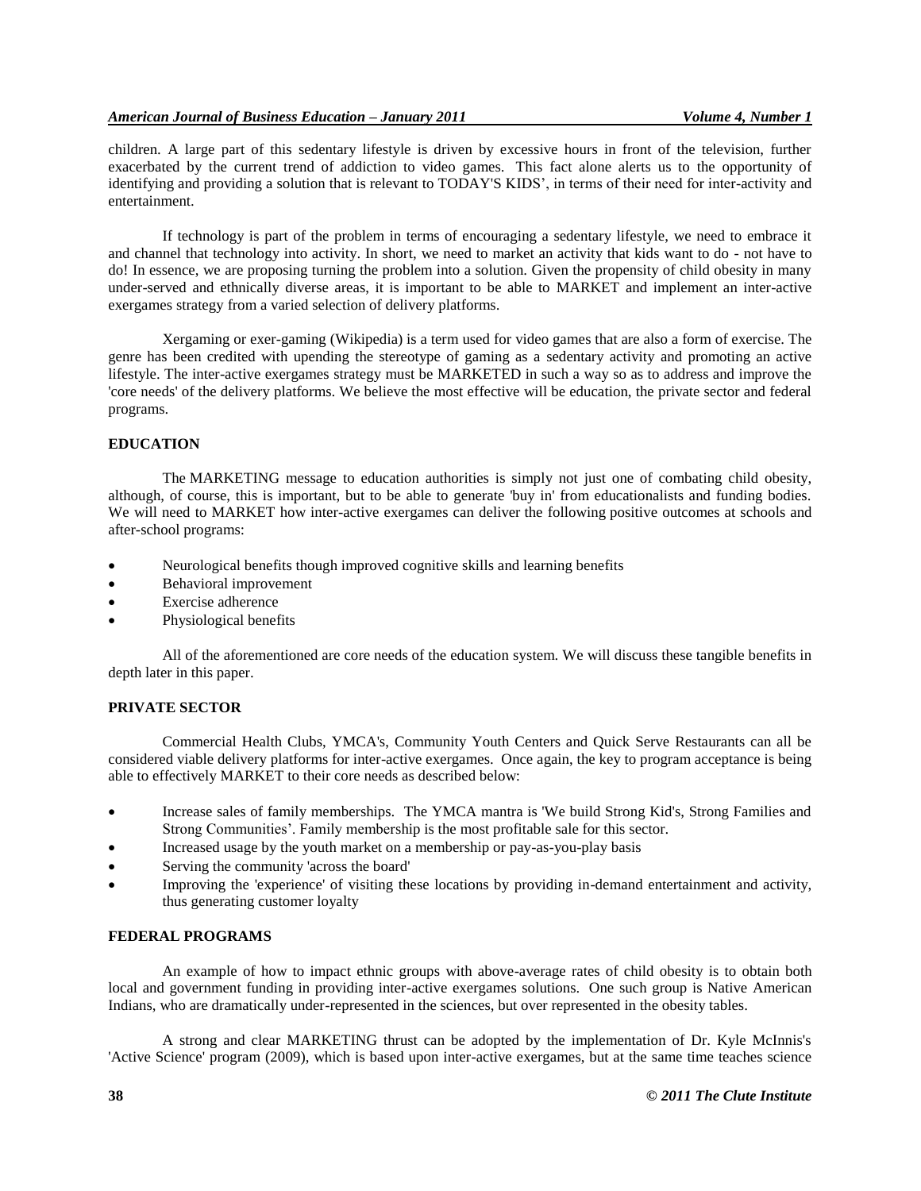children. A large part of this sedentary lifestyle is driven by excessive hours in front of the television, further exacerbated by the current trend of addiction to video games. This fact alone alerts us to the opportunity of identifying and providing a solution that is relevant to TODAY'S KIDS', in terms of their need for inter-activity and entertainment.

If technology is part of the problem in terms of encouraging a sedentary lifestyle, we need to embrace it and channel that technology into activity. In short, we need to market an activity that kids want to do - not have to do! In essence, we are proposing turning the problem into a solution. Given the propensity of child obesity in many under-served and ethnically diverse areas, it is important to be able to MARKET and implement an inter-active exergames strategy from a varied selection of delivery platforms.

Xergaming or exer-gaming (Wikipedia) is a term used for video games that are also a form of exercise. The genre has been credited with upending the stereotype of gaming as a sedentary activity and promoting an active lifestyle. The inter-active exergames strategy must be MARKETED in such a way so as to address and improve the 'core needs' of the delivery platforms. We believe the most effective will be education, the private sector and federal programs.

## EDUCATION

The MARKETING message to education authorities is simply not just one of combating child obesity, although, of course, this is important, but to be able to generate 'buy in' from educationalists and funding bodies. We will need to MARKET how inter-active exergames can deliver the following positive outcomes at schools and after-school programs:

- Neurological benefits though improved cognitive skills and learning benefits
- Behavioral improvement
- Exercise adherence
- Physiological benefits

All of the aforementioned are core needs of the education system. We will discuss these tangible benefits in depth later in this paper.

## PRIVATE SECTOR

Commercial Health Clubs, YMCA's, Community Youth Centers and Quick Serve Restaurants can all be considered viable delivery platforms for inter-active exergames. Once again, the key to program acceptance is being able to effectively MARKET to their core needs as described below:

- Increase sales of family memberships. The YMCA mantra is 'We build Strong Kid's, Strong Families and Strong Communities'. Family membership is the most profitable sale for this sector.
- Increased usage by the youth market on a membership or pay-as-you-play basis
- Serving the community 'across the board'
- Improving the 'experience' of visiting these locations by providing in-demand entertainment and activity, thus generating customer loyalty

## FEDERAL PROGRAMS

An example of how to impact ethnic groups with above-average rates of child obesity is to obtain both local and government funding in providing inter-active exergames solutions. One such group is Native American Indians, who are dramatically under-represented in the sciences, but over represented in the obesity tables.

A strong and clear MARKETING thrust can be adopted by the implementation of Dr. Kyle McInnis's 'Active Science' program (2009), which is based upon inter-active exergames, but at the same time teaches science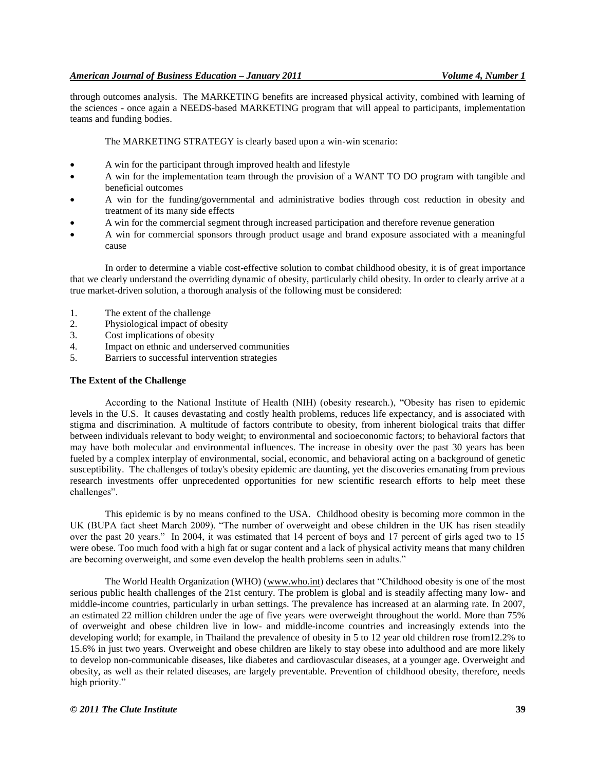through outcomes analysis. The MARKETING benefits are increased physical activity, combined with learning of the sciences - once again a NEEDS-based MARKETING program that will appeal to participants, implementation teams and funding bodies.

The MARKETING STRATEGY is clearly based upon a win-win scenario:

- A win for the participant through improved health and lifestyle
- A win for the implementation team through the provision of a WANT TO DO program with tangible and beneficial outcomes
- A win for the funding/governmental and administrative bodies through cost reduction in obesity and treatment of its many side effects
- A win for the commercial segment through increased participation and therefore revenue generation
- A win for commercial sponsors through product usage and brand exposure associated with a meaningful cause

In order to determine a viable cost-effective solution to combat childhood obesity, it is of great importance that we clearly understand the overriding dynamic of obesity, particularly child obesity. In order to clearly arrive at a true market-driven solution, a thorough analysis of the following must be considered:

1. The extent of the challenge
2. Physiological impact of obesity
3. Cost implications of obesity
4. Impact on ethnic and underserved communities
5. Barriers to successful intervention strategies

**The Extent of the Challenge**

According to the National Institute of Health (NIH) (obesity research.), "Obesity has risen to epidemic levels in the U.S. It causes devastating and costly health problems, reduces life expectancy, and is associated with stigma and discrimination. A multitude of factors contribute to obesity, from inherent biological traits that differ between individuals relevant to body weight; to environmental and socioeconomic factors; to behavioral factors that may have both molecular and environmental influences. The increase in obesity over the past 30 years has been fueled by a complex interplay of environmental, social, economic, and behavioral acting on a background of genetic susceptibility. The challenges of today's obesity epidemic are daunting, yet the discoveries emanating from previous research investments offer unprecedented opportunities for new scientific research efforts to help meet these challenges".

This epidemic is by no means confined to the USA. Childhood obesity is becoming more common in the UK (BUPA fact sheet March 2009). "The number of overweight and obese children in the UK has risen steadily over the past 20 years." In 2004, it was estimated that 14 percent of boys and 17 percent of girls aged two to 15 were obese. Too much food with a high fat or sugar content and a lack of physical activity means that many children are becoming overweight, and some even develop the health problems seen in adults."

The World Health Organization (WHO) (www.who.int) declares that "Childhood obesity is one of the most serious public health challenges of the 21st century. The problem is global and is steadily affecting many low- and middle-income countries, particularly in urban settings. The prevalence has increased at an alarming rate. In 2007, an estimated 22 million children under the age of five years were overweight throughout the world. More than 75% of overweight and obese children live in low- and middle-income countries and increasingly extends into the developing world; for example, in Thailand the prevalence of obesity in 5 to 12 year old children rose from12.2% to 15.6% in just two years. Overweight and obese children are likely to stay obese into adulthood and are more likely to develop non-communicable diseases, like diabetes and cardiovascular diseases, at a younger age. Overweight and obesity, as well as their related diseases, are largely preventable. Prevention of childhood obesity, therefore, needs high priority."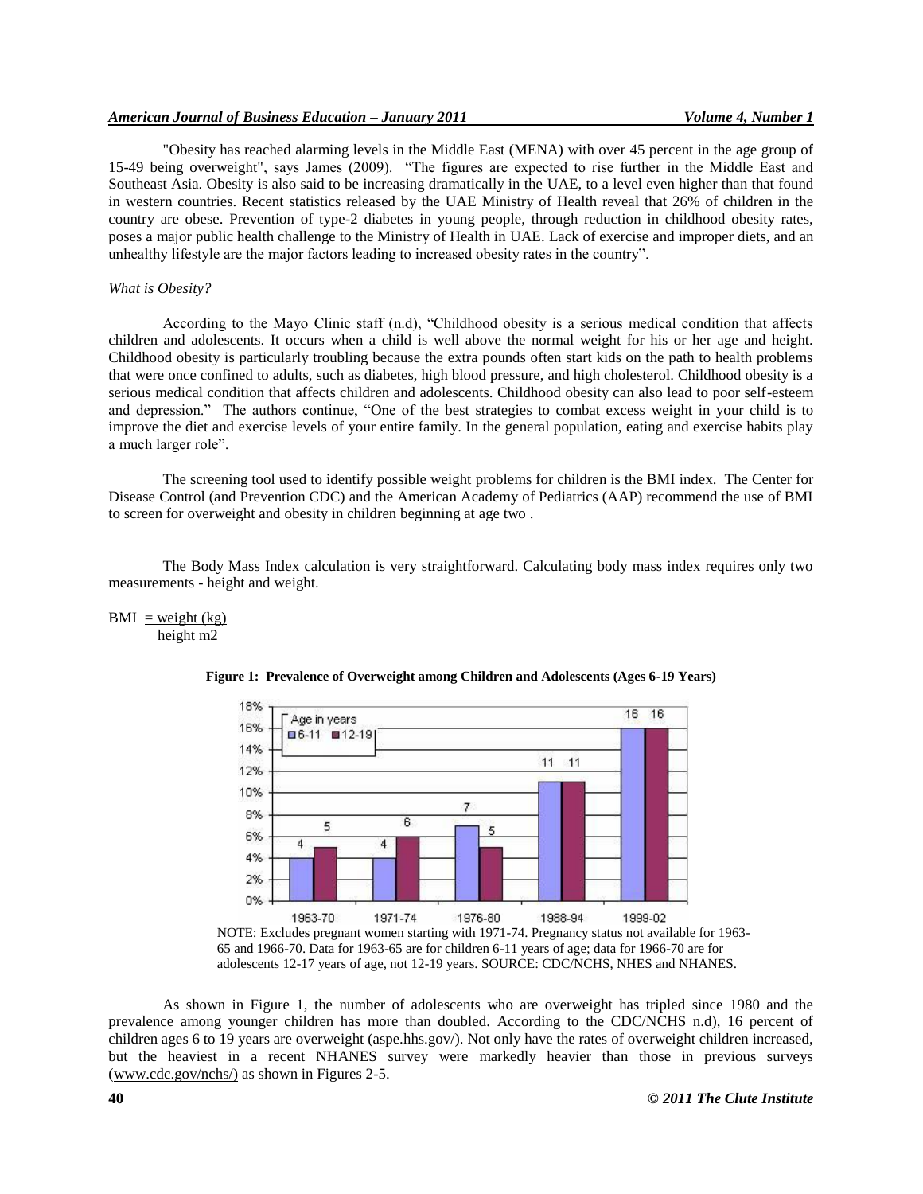"Obesity has reached alarming levels in the Middle East (MENA) with over 45 percent in the age group of 15-49 being overweight", says James (2009). "The figures are expected to rise further in the Middle East and Southeast Asia. Obesity is also said to be increasing dramatically in the UAE, to a level even higher than that found in western countries. Recent statistics released by the UAE Ministry of Health reveal that 26% of children in the country are obese. Prevention of type-2 diabetes in young people, through reduction in childhood obesity rates, poses a major public health challenge to the Ministry of Health in UAE. Lack of exercise and improper diets, and an unhealthy lifestyle are the major factors leading to increased obesity rates in the country".

*What is Obesity?*

According to the Mayo Clinic staff (n.d), "Childhood obesity is a serious medical condition that affects children and adolescents. It occurs when a child is well above the normal weight for his or her age and height. Childhood obesity is particularly troubling because the extra pounds often start kids on the path to health problems that were once confined to adults, such as diabetes, high blood pressure, and high cholesterol. Childhood obesity is a serious medical condition that affects children and adolescents. Childhood obesity can also lead to poor self-esteem and depression." The authors continue, "One of the best strategies to combat excess weight in your child is to improve the diet and exercise levels of your entire family. In the general population, eating and exercise habits play a much larger role".

The screening tool used to identify possible weight problems for children is the BMI index. The Center for Disease Control (and Prevention CDC) and the American Academy of Pediatrics (AAP) recommend the use of BMI to screen for overweight and obesity in children beginning at age two .

The Body Mass Index calculation is very straightforward. Calculating body mass index requires only two measurements - height and weight.

$$BMI = \frac{\text{weight (kg)}}{\text{height m2}}$$

**Figure 1: Prevalence of Overweight among Children and Adolescents (Ages 6-19 Years)**

| Period | 6-11 | 12-19 |
|---|---|---|
| 1963-70 | 4 | 5 |
| 1971-74 | 4 | 6 |
| 1976-80 | 7 | 5 |
| 1988-94 | 11 | 11 |
| 1999-02 | 16 | 16 |

NOTE: Excludes pregnant women starting with 1971-74. Pregnancy status not available for 1963-65 and 1966-70. Data for 1963-65 are for children 6-11 years of age; data for 1966-70 are for adolescents 12-17 years of age, not 12-19 years. SOURCE: CDC/NCHS, NHES and NHANES.

As shown in Figure 1, the number of adolescents who are overweight has tripled since 1980 and the prevalence among younger children has more than doubled. According to the CDC/NCHS n.d), 16 percent of children ages 6 to 19 years are overweight (aspe.hhs.gov/). Not only have the rates of overweight children increased, but the heaviest in a recent NHANES survey were markedly heavier than those in previous surveys (www.cdc.gov/nchs/) as shown in Figures 2-5.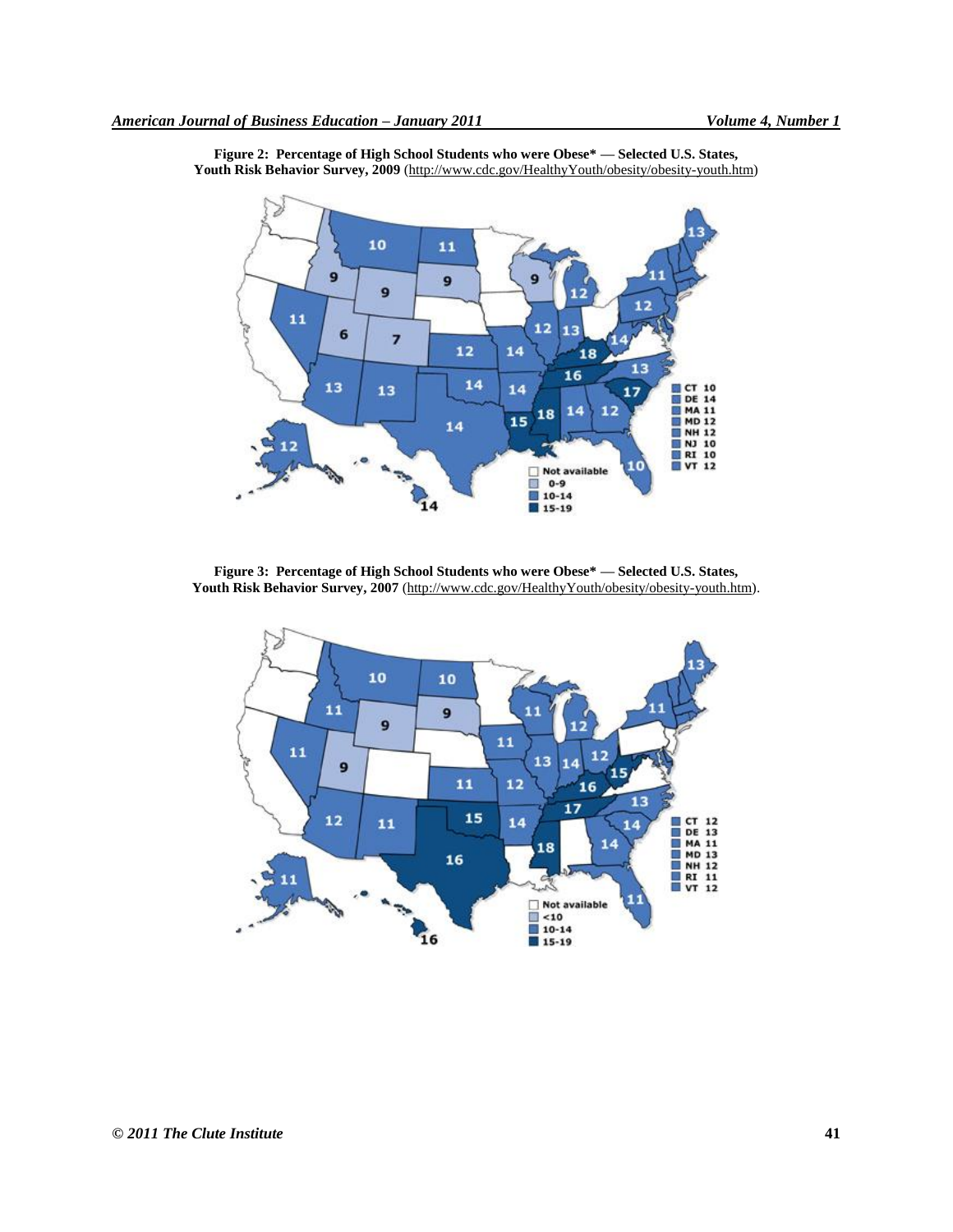**Figure 2: Percentage of High School Students who were Obese* — Selected U.S. States, Youth Risk Behavior Survey, 2009** (http://www.cdc.gov/HealthyYouth/obesity/obesity-youth.htm)

**Figure 3: Percentage of High School Students who were Obese* — Selected U.S. States, Youth Risk Behavior Survey, 2007** (http://www.cdc.gov/HealthyYouth/obesity/obesity-youth.htm).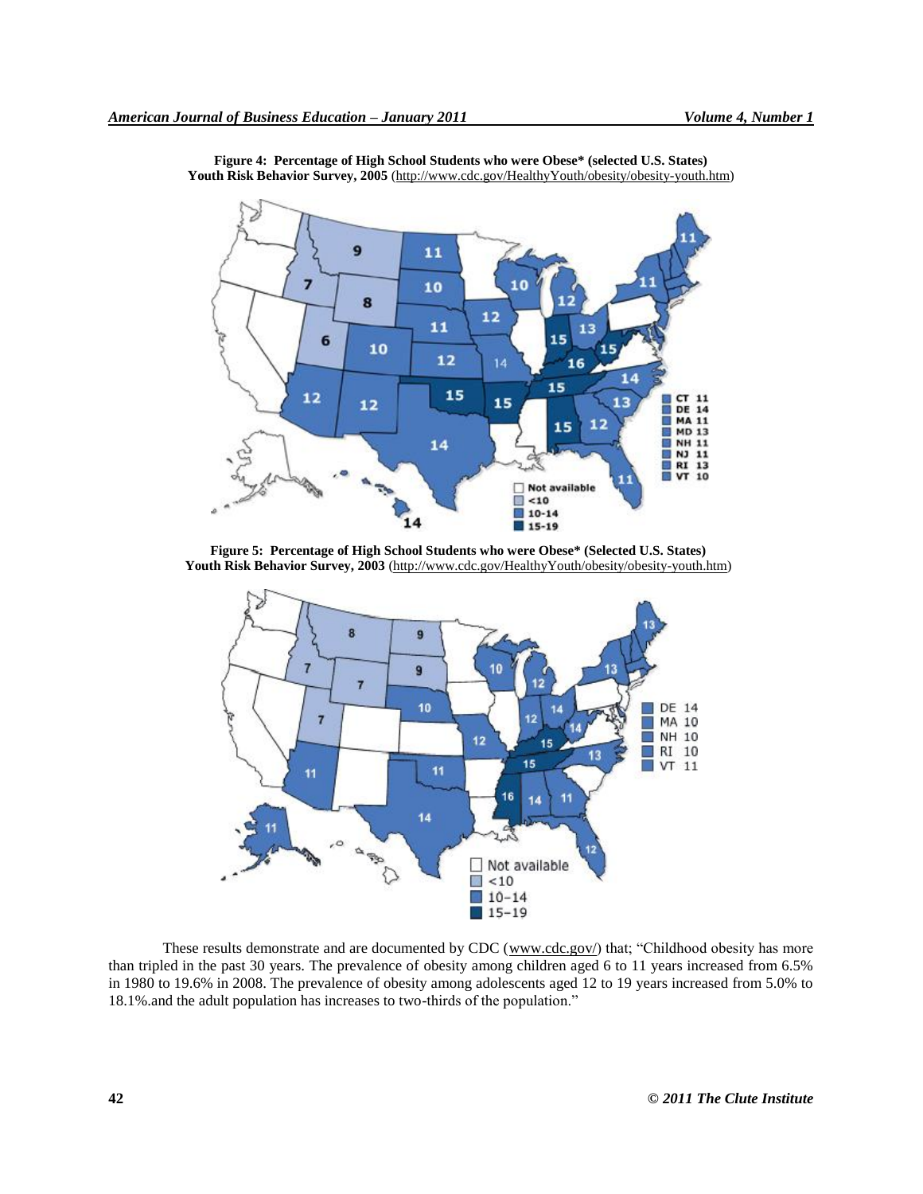**Figure 4: Percentage of High School Students who were Obese\* (selected U.S. States) Youth Risk Behavior Survey, 2005** (http://www.cdc.gov/HealthyYouth/obesity/obesity-youth.htm)

**Figure 5: Percentage of High School Students who were Obese\* (Selected U.S. States) Youth Risk Behavior Survey, 2003** (http://www.cdc.gov/HealthyYouth/obesity/obesity-youth.htm)

These results demonstrate and are documented by CDC (www.cdc.gov/) that; "Childhood obesity has more than tripled in the past 30 years. The prevalence of obesity among children aged 6 to 11 years increased from 6.5% in 1980 to 19.6% in 2008. The prevalence of obesity among adolescents aged 12 to 19 years increased from 5.0% to 18.1%.and the adult population has increases to two-thirds of the population."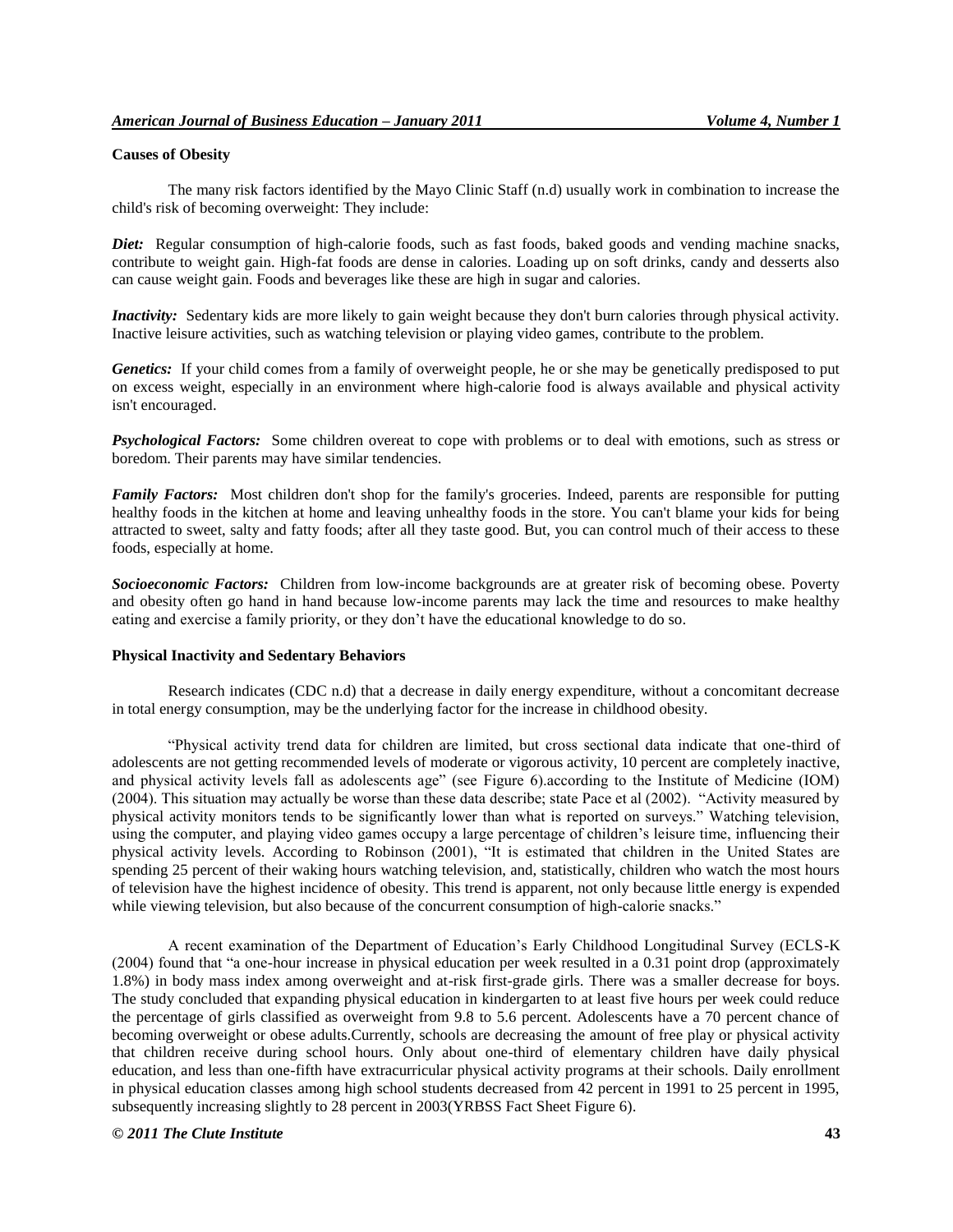**Causes of Obesity**

The many risk factors identified by the Mayo Clinic Staff (n.d) usually work in combination to increase the child's risk of becoming overweight: They include:

***Diet:*** Regular consumption of high-calorie foods, such as fast foods, baked goods and vending machine snacks, contribute to weight gain. High-fat foods are dense in calories. Loading up on soft drinks, candy and desserts also can cause weight gain. Foods and beverages like these are high in sugar and calories.

***Inactivity:*** Sedentary kids are more likely to gain weight because they don't burn calories through physical activity. Inactive leisure activities, such as watching television or playing video games, contribute to the problem.

***Genetics:*** If your child comes from a family of overweight people, he or she may be genetically predisposed to put on excess weight, especially in an environment where high-calorie food is always available and physical activity isn't encouraged.

***Psychological Factors:*** Some children overeat to cope with problems or to deal with emotions, such as stress or boredom. Their parents may have similar tendencies.

***Family Factors:*** Most children don't shop for the family's groceries. Indeed, parents are responsible for putting healthy foods in the kitchen at home and leaving unhealthy foods in the store. You can't blame your kids for being attracted to sweet, salty and fatty foods; after all they taste good. But, you can control much of their access to these foods, especially at home.

***Socioeconomic Factors:*** Children from low-income backgrounds are at greater risk of becoming obese. Poverty and obesity often go hand in hand because low-income parents may lack the time and resources to make healthy eating and exercise a family priority, or they don't have the educational knowledge to do so.

**Physical Inactivity and Sedentary Behaviors**

Research indicates (CDC n.d) that a decrease in daily energy expenditure, without a concomitant decrease in total energy consumption, may be the underlying factor for the increase in childhood obesity.

"Physical activity trend data for children are limited, but cross sectional data indicate that one-third of adolescents are not getting recommended levels of moderate or vigorous activity, 10 percent are completely inactive, and physical activity levels fall as adolescents age" (see Figure 6).according to the Institute of Medicine (IOM) (2004). This situation may actually be worse than these data describe; state Pace et al (2002). "Activity measured by physical activity monitors tends to be significantly lower than what is reported on surveys." Watching television, using the computer, and playing video games occupy a large percentage of children's leisure time, influencing their physical activity levels. According to Robinson (2001), "It is estimated that children in the United States are spending 25 percent of their waking hours watching television, and, statistically, children who watch the most hours of television have the highest incidence of obesity. This trend is apparent, not only because little energy is expended while viewing television, but also because of the concurrent consumption of high-calorie snacks."

A recent examination of the Department of Education's Early Childhood Longitudinal Survey (ECLS-K (2004) found that "a one-hour increase in physical education per week resulted in a 0.31 point drop (approximately 1.8%) in body mass index among overweight and at-risk first-grade girls. There was a smaller decrease for boys. The study concluded that expanding physical education in kindergarten to at least five hours per week could reduce the percentage of girls classified as overweight from 9.8 to 5.6 percent. Adolescents have a 70 percent chance of becoming overweight or obese adults.Currently, schools are decreasing the amount of free play or physical activity that children receive during school hours. Only about one-third of elementary children have daily physical education, and less than one-fifth have extracurricular physical activity programs at their schools. Daily enrollment in physical education classes among high school students decreased from 42 percent in 1991 to 25 percent in 1995, subsequently increasing slightly to 28 percent in 2003(YRBSS Fact Sheet Figure 6).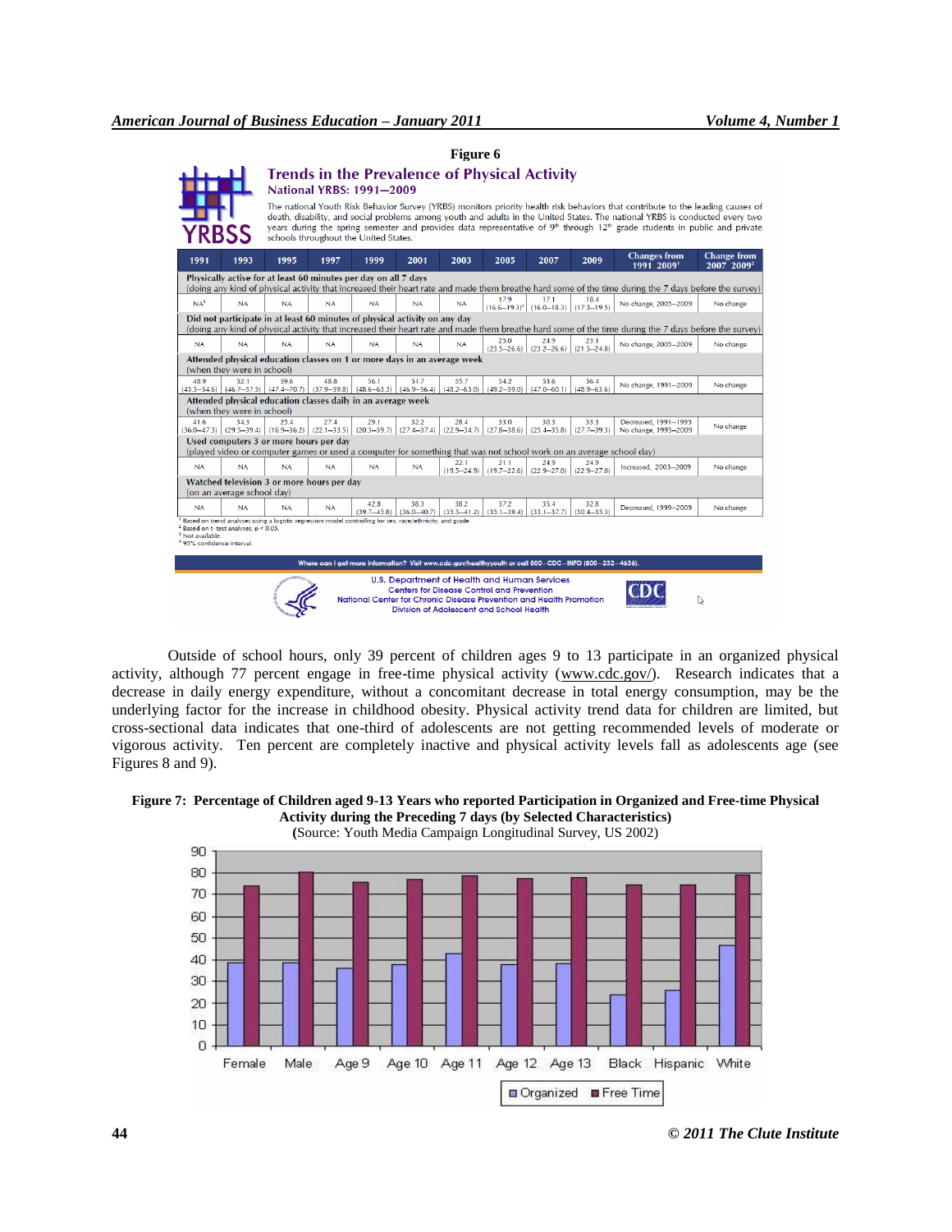**Figure 6**

## Trends in the Prevalence of Physical Activity

### National YRBS: 1991—2009

The national Youth Risk Behavior Survey (YRBS) monitors priority health risk behaviors that contribute to the leading causes of death, disability, and social problems among youth and adults in the United States. The national YRBS is conducted every two years during the spring semester and provides data representative of 9th through 12th grade students in public and private schools throughout the United States.

| 1991 | 1993 | 1995 | 1997 | 1999 | 2001 | 2003 | 2005 | 2007 | 2009 | Changes from 1991–2009[1] | Change from 2007–2009[2] |
|---|---|---|---|---|---|---|---|---|---|---|---|
| **Physically active for at least 60 minutes per day on all 7 days** (doing any kind of physical activity that increased their heart rate and made them breathe hard some of the time during the 7 days before the survey) | | | | | | | | | | | |
| NA[3] | NA | NA | NA | NA | NA | NA | 17.9 (16.6–19.3)[4] | 17.1 (16.0–18.3) | 18.4 (17.3–19.5) | No change, 2005–2009 | No change |
| **Did not participate in at least 60 minutes of physical activity on any day** (doing any kind of physical activity that increased their heart rate and made them breathe hard some of the time during the 7 days before the survey) | | | | | | | | | | | |
| NA | NA | NA | NA | NA | NA | NA | 23.0 (23.5–26.6) | 24.9 (23.2–26.6) | 23.1 (21.5–24.8) | No change, 2005–2009 | No change |
| **Attended physical education classes on 1 or more days in an average week** (when they were in school) | | | | | | | | | | | |
| 48.9 (43.3–54.6) | 52.1 (46.7–57.5) | 59.6 (47.4–70.7) | 48.8 (37.9–59.8) | 56.1 (48.6–63.3) | 51.7 (46.9–56.4) | 55.7 (48.2–63.0) | 54.2 (49.2–59.0) | 53.6 (47.0–60.1) | 56.4 (48.9–63.6) | No change, 1991–2009 | No change |
| **Attended physical education classes daily in an average week** (when they were in school) | | | | | | | | | | | |
| 41.6 (36.0–47.3) | 34.3 (29.5–39.4) | 25.4 (16.9–36.2) | 27.4 (22.1–33.5) | 29.1 (20.3–39.7) | 32.2 (27.4–37.4) | 28.4 (22.9–34.7) | 33.0 (27.8–38.6) | 30.3 (25.4–35.8) | 33.3 (27.7–39.3) | Decreased, 1991–1995 No change, 1995–2009 | No change |
| **Used computers 3 or more hours per day** (played video or computer games or used a computer for something that was not school work on an average school day) | | | | | | | | | | | |
| NA | NA | NA | NA | NA | NA | 22.1 (19.5–24.9) | 21.1 (19.7–22.6) | 24.9 (22.9–27.0) | 24.9 (22.9–27.0) | Increased, 2003–2009 | No change |
| **Watched television 3 or more hours per day** (on an average school day) | | | | | | | | | | | |
| NA | NA | NA | NA | 42.8 (39.7–45.8) | 38.3 (36.0–40.7) | 38.2 (35.3–41.2) | 37.2 (35.1–39.4) | 35.4 (33.1–37.7) | 32.8 (30.4–35.3) | Decreased, 1999–2009 | No change |

[1] Based on trend analyses using a logistic regression model controlling for sex, race/ethnicity, and grade.
[2] Based on t-test analyses, $p < 0.05$.
[3] Not available.
[4] 95% confidence interval.

Where can I get more information? Visit www.cdc.gov/healthyyouth or call 800–CDC–INFO (800–232–4636).

U.S. Department of Health and Human Services
Centers for Disease Control and Prevention
National Center for Chronic Disease Prevention and Health Promotion
Division of Adolescent and School Health

Outside of school hours, only 39 percent of children ages 9 to 13 participate in an organized physical activity, although 77 percent engage in free-time physical activity (www.cdc.gov/). Research indicates that a decrease in daily energy expenditure, without a concomitant decrease in total energy consumption, may be the underlying factor for the increase in childhood obesity. Physical activity trend data for children are limited, but cross-sectional data indicates that one-third of adolescents are not getting recommended levels of moderate or vigorous activity. Ten percent are completely inactive and physical activity levels fall as adolescents age (see Figures 8 and 9).

**Figure 7: Percentage of Children aged 9-13 Years who reported Participation in Organized and Free-time Physical Activity during the Preceding 7 days (by Selected Characteristics)**
(Source: Youth Media Campaign Longitudinal Survey, US 2002)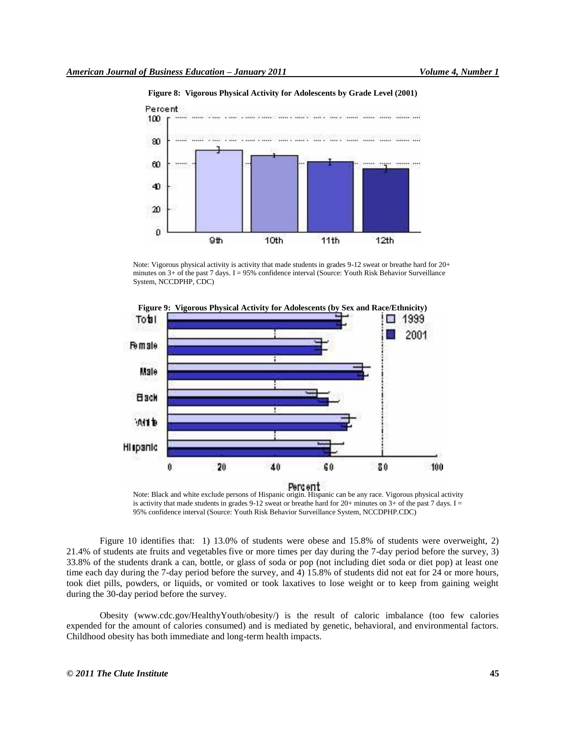**Figure 8: Vigorous Physical Activity for Adolescents by Grade Level (2001)**

Note: Vigorous physical activity is activity that made students in grades 9-12 sweat or breathe hard for 20+ minutes on 3+ of the past 7 days. I = 95% confidence interval (Source: Youth Risk Behavior Surveillance System, NCCDPHP, CDC)

**Figure 9: Vigorous Physical Activity for Adolescents (by Sex and Race/Ethnicity)**

Note: Black and white exclude persons of Hispanic origin. Hispanic can be any race. Vigorous physical activity is activity that made students in grades 9-12 sweat or breathe hard for 20+ minutes on 3+ of the past 7 days. I = 95% confidence interval (Source: Youth Risk Behavior Surveillance System, NCCDPHP.CDC)

Figure 10 identifies that: 1) 13.0% of students were obese and 15.8% of students were overweight, 2) 21.4% of students ate fruits and vegetables five or more times per day during the 7-day period before the survey, 3) 33.8% of the students drank a can, bottle, or glass of soda or pop (not including diet soda or diet pop) at least one time each day during the 7-day period before the survey, and 4) 15.8% of students did not eat for 24 or more hours, took diet pills, powders, or liquids, or vomited or took laxatives to lose weight or to keep from gaining weight during the 30-day period before the survey.

Obesity (www.cdc.gov/HealthyYouth/obesity/) is the result of caloric imbalance (too few calories expended for the amount of calories consumed) and is mediated by genetic, behavioral, and environmental factors. Childhood obesity has both immediate and long-term health impacts.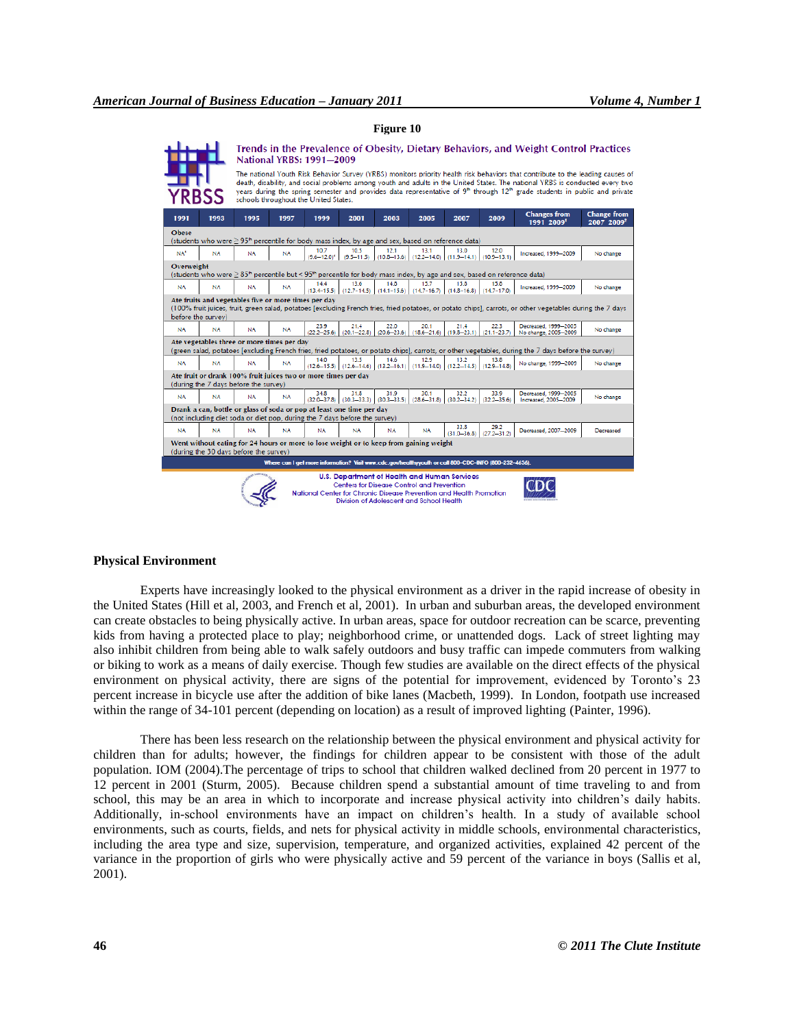**Figure 10**

**Trends in the Prevalence of Obesity, Dietary Behaviors, and Weight Control Practices National YRBS: 1991—2009**

YRBSS

The national Youth Risk Behavior Survey (YRBS) monitors priority health risk behaviors that contribute to the leading causes of death, disability, and social problems among youth and adults in the United States. The national YRBS is conducted every two years during the spring semester and provides data representative of 9th through 12th grade students in public and private schools throughout the United States.

| 1991 | 1993 | 1995 | 1997 | 1999 | 2001 | 2003 | 2005 | 2007 | 2009 | Changes from 1991–2009[1] | Change from 2007–2009[2] |
|---|---|---|---|---|---|---|---|---|---|---|---|
| **Obese** (students who were ≥ 95th percentile for body mass index, by age and sex, based on reference data) | | | | | | | | | | | |
| NA[†] | NA | NA | NA | 10.7 (9.6–12.0)* | 10.5 (9.5–11.5) | 12.1 (10.8–13.6) | 13.1 (12.2–14.0) | 13.0 (11.9–14.1) | 12.0 (10.9–13.1) | Increased, 1999–2009 | No change |
| **Overweight** (students who were ≥ 85th percentile but < 95th percentile for body mass index, by age and sex, based on reference data) | | | | | | | | | | | |
| NA | NA | NA | NA | 14.4 (13.4–15.5) | 13.6 (12.7–14.5) | 14.8 (14.1–15.6) | 15.7 (14.7–16.7) | 15.8 (14.8–16.8) | 15.8 (14.7–17.0) | Increased, 1999–2009 | No change |
| **Ate fruits and vegetables five or more times per day** (100% fruit juices, fruit, green salad, potatoes [excluding French fries, fried potatoes, or potato chips], carrots, or other vegetables during the 7 days before the survey) | | | | | | | | | | | |
| NA | NA | NA | NA | 23.9 (22.2–25.6) | 21.4 (20.1–22.8) | 22.0 (20.6–23.6) | 20.1 (18.6–21.6) | 21.4 (19.8–23.1) | 22.3 (21.1–23.7) | Decreased, 1999–2005 No change, 2005–2009 | No change |
| **Ate vegetables three or more times per day** (green salad, potatoes [excluding French fries, fried potatoes, or potato chips], carrots, or other vegetables, during the 7 days before the survey) | | | | | | | | | | | |
| NA | NA | NA | NA | 14.0 (12.6–15.5) | 13.5 (12.6–14.6) | 14.6 (13.2–16.1) | 12.9 (11.9–14.0) | 13.2 (12.2–14.5) | 13.8 (12.9–14.8) | No change, 1999–2009 | No change |
| **Ate fruit or drank 100% fruit juices two or more times per day** (during the 7 days before the survey) | | | | | | | | | | | |
| NA | NA | NA | NA | 34.8 (32.0–37.8) | 31.8 (30.3–33.3) | 31.9 (30.3–33.5) | 30.1 (28.6–31.8) | 32.2 (30.2–34.2) | 33.9 (32.2–35.6) | Decreased, 1999–2005 Increased, 2005–2009 | No change |
| **Drank a can, bottle or glass of soda or pop at least one time per day** (not including diet soda or diet pop, during the 7 days before the survey) | | | | | | | | | | | |
| NA | NA | NA | NA | NA | NA | NA | NA | 33.8 (31.0–36.8) | 29.2 (27.2–31.2) | Decreased, 2007–2009 | Decreased |
| **Went without eating for 24 hours or more to lose weight or to keep from gaining weight** (during the 30 days before the survey) | | | | | | | | | | | |

Where can I get more information? Visit www.cdc.gov/healthyyouth or call 800-CDC-INFO (800-232-4636).

U.S. Department of Health and Human Services
Centers for Disease Control and Prevention
National Center for Chronic Disease Prevention and Health Promotion
Division of Adolescent and School Health

CDC

## Physical Environment

Experts have increasingly looked to the physical environment as a driver in the rapid increase of obesity in the United States (Hill et al, 2003, and French et al, 2001). In urban and suburban areas, the developed environment can create obstacles to being physically active. In urban areas, space for outdoor recreation can be scarce, preventing kids from having a protected place to play; neighborhood crime, or unattended dogs. Lack of street lighting may also inhibit children from being able to walk safely outdoors and busy traffic can impede commuters from walking or biking to work as a means of daily exercise. Though few studies are available on the direct effects of the physical environment on physical activity, there are signs of the potential for improvement, evidenced by Toronto's 23 percent increase in bicycle use after the addition of bike lanes (Macbeth, 1999). In London, footpath use increased within the range of 34-101 percent (depending on location) as a result of improved lighting (Painter, 1996).

There has been less research on the relationship between the physical environment and physical activity for children than for adults; however, the findings for children appear to be consistent with those of the adult population. IOM (2004).The percentage of trips to school that children walked declined from 20 percent in 1977 to 12 percent in 2001 (Sturm, 2005). Because children spend a substantial amount of time traveling to and from school, this may be an area in which to incorporate and increase physical activity into children's daily habits. Additionally, in-school environments have an impact on children's health. In a study of available school environments, such as courts, fields, and nets for physical activity in middle schools, environmental characteristics, including the area type and size, supervision, temperature, and organized activities, explained 42 percent of the variance in the proportion of girls who were physically active and 59 percent of the variance in boys (Sallis et al, 2001).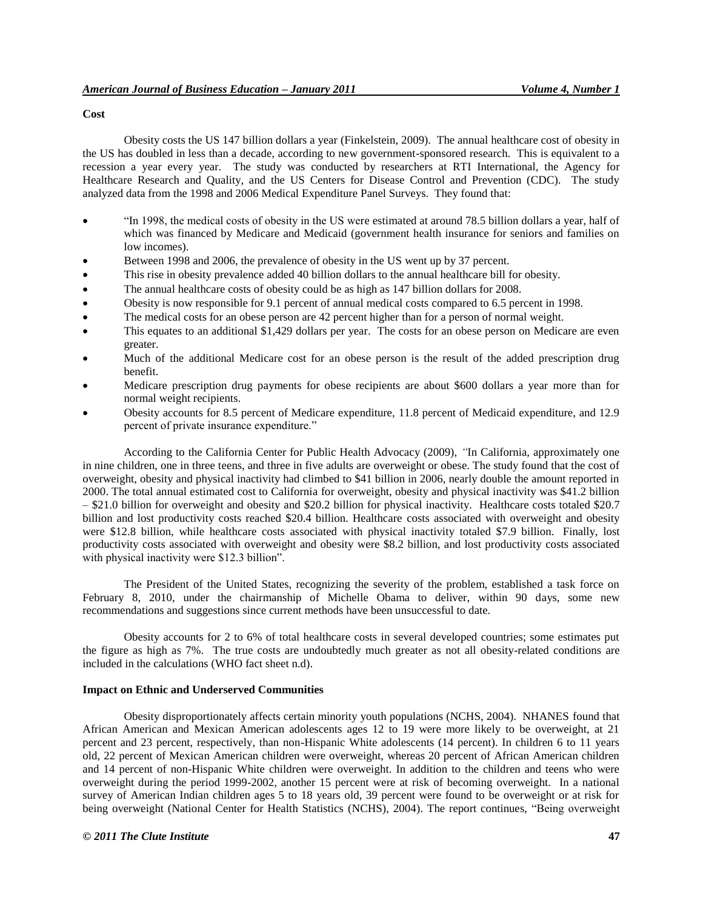**Cost**

Obesity costs the US 147 billion dollars a year (Finkelstein, 2009). The annual healthcare cost of obesity in the US has doubled in less than a decade, according to new government-sponsored research. This is equivalent to a recession a year every year. The study was conducted by researchers at RTI International, the Agency for Healthcare Research and Quality, and the US Centers for Disease Control and Prevention (CDC). The study analyzed data from the 1998 and 2006 Medical Expenditure Panel Surveys. They found that:

- "In 1998, the medical costs of obesity in the US were estimated at around 78.5 billion dollars a year, half of which was financed by Medicare and Medicaid (government health insurance for seniors and families on low incomes).
- Between 1998 and 2006, the prevalence of obesity in the US went up by 37 percent.
- This rise in obesity prevalence added 40 billion dollars to the annual healthcare bill for obesity.
- The annual healthcare costs of obesity could be as high as 147 billion dollars for 2008.
- Obesity is now responsible for 9.1 percent of annual medical costs compared to 6.5 percent in 1998.
- The medical costs for an obese person are 42 percent higher than for a person of normal weight.
- This equates to an additional $1,429 dollars per year. The costs for an obese person on Medicare are even greater.
- Much of the additional Medicare cost for an obese person is the result of the added prescription drug benefit.
- Medicare prescription drug payments for obese recipients are about $600 dollars a year more than for normal weight recipients.
- Obesity accounts for 8.5 percent of Medicare expenditure, 11.8 percent of Medicaid expenditure, and 12.9 percent of private insurance expenditure."

According to the California Center for Public Health Advocacy (2009), *"*In California, approximately one in nine children, one in three teens, and three in five adults are overweight or obese. The study found that the cost of overweight, obesity and physical inactivity had climbed to $41 billion in 2006, nearly double the amount reported in 2000. The total annual estimated cost to California for overweight, obesity and physical inactivity was $41.2 billion – $21.0 billion for overweight and obesity and $20.2 billion for physical inactivity. Healthcare costs totaled $20.7 billion and lost productivity costs reached $20.4 billion. Healthcare costs associated with overweight and obesity were $12.8 billion, while healthcare costs associated with physical inactivity totaled $7.9 billion. Finally, lost productivity costs associated with overweight and obesity were $8.2 billion, and lost productivity costs associated with physical inactivity were $12.3 billion".

The President of the United States, recognizing the severity of the problem, established a task force on February 8, 2010, under the chairmanship of Michelle Obama to deliver, within 90 days, some new recommendations and suggestions since current methods have been unsuccessful to date.

Obesity accounts for 2 to 6% of total healthcare costs in several developed countries; some estimates put the figure as high as 7%. The true costs are undoubtedly much greater as not all obesity-related conditions are included in the calculations (WHO fact sheet n.d).

**Impact on Ethnic and Underserved Communities**

Obesity disproportionately affects certain minority youth populations (NCHS, 2004). NHANES found that African American and Mexican American adolescents ages 12 to 19 were more likely to be overweight, at 21 percent and 23 percent, respectively, than non-Hispanic White adolescents (14 percent). In children 6 to 11 years old, 22 percent of Mexican American children were overweight, whereas 20 percent of African American children and 14 percent of non-Hispanic White children were overweight. In addition to the children and teens who were overweight during the period 1999-2002, another 15 percent were at risk of becoming overweight. In a national survey of American Indian children ages 5 to 18 years old, 39 percent were found to be overweight or at risk for being overweight (National Center for Health Statistics (NCHS), 2004). The report continues, "Being overweight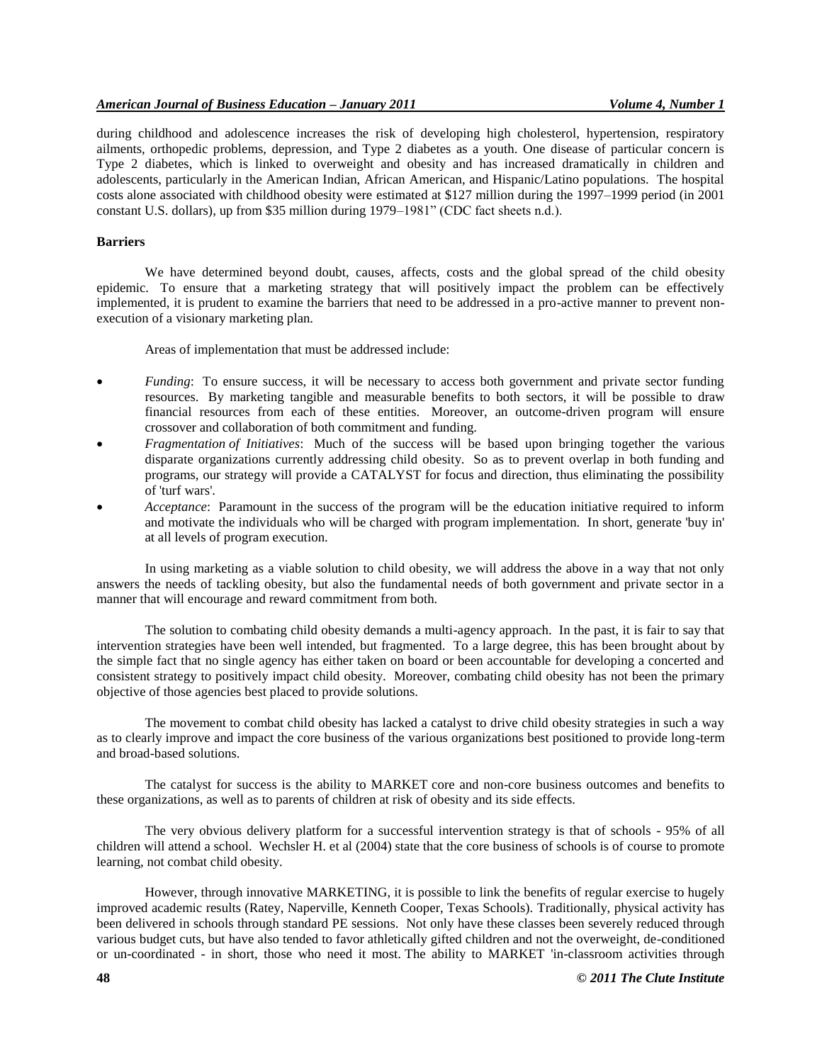during childhood and adolescence increases the risk of developing high cholesterol, hypertension, respiratory ailments, orthopedic problems, depression, and Type 2 diabetes as a youth. One disease of particular concern is Type 2 diabetes, which is linked to overweight and obesity and has increased dramatically in children and adolescents, particularly in the American Indian, African American, and Hispanic/Latino populations. The hospital costs alone associated with childhood obesity were estimated at $127 million during the 1997–1999 period (in 2001 constant U.S. dollars), up from $35 million during 1979–1981" (CDC fact sheets n.d.).

**Barriers**

We have determined beyond doubt, causes, affects, costs and the global spread of the child obesity epidemic. To ensure that a marketing strategy that will positively impact the problem can be effectively implemented, it is prudent to examine the barriers that need to be addressed in a pro-active manner to prevent non-execution of a visionary marketing plan.

Areas of implementation that must be addressed include:

- *Funding*: To ensure success, it will be necessary to access both government and private sector funding resources. By marketing tangible and measurable benefits to both sectors, it will be possible to draw financial resources from each of these entities. Moreover, an outcome-driven program will ensure crossover and collaboration of both commitment and funding.
- *Fragmentation of Initiatives*: Much of the success will be based upon bringing together the various disparate organizations currently addressing child obesity. So as to prevent overlap in both funding and programs, our strategy will provide a CATALYST for focus and direction, thus eliminating the possibility of 'turf wars'.
- *Acceptance*: Paramount in the success of the program will be the education initiative required to inform and motivate the individuals who will be charged with program implementation. In short, generate 'buy in' at all levels of program execution.

In using marketing as a viable solution to child obesity, we will address the above in a way that not only answers the needs of tackling obesity, but also the fundamental needs of both government and private sector in a manner that will encourage and reward commitment from both.

The solution to combating child obesity demands a multi-agency approach. In the past, it is fair to say that intervention strategies have been well intended, but fragmented. To a large degree, this has been brought about by the simple fact that no single agency has either taken on board or been accountable for developing a concerted and consistent strategy to positively impact child obesity. Moreover, combating child obesity has not been the primary objective of those agencies best placed to provide solutions.

The movement to combat child obesity has lacked a catalyst to drive child obesity strategies in such a way as to clearly improve and impact the core business of the various organizations best positioned to provide long-term and broad-based solutions.

The catalyst for success is the ability to MARKET core and non-core business outcomes and benefits to these organizations, as well as to parents of children at risk of obesity and its side effects.

The very obvious delivery platform for a successful intervention strategy is that of schools - 95% of all children will attend a school. Wechsler H. et al (2004) state that the core business of schools is of course to promote learning, not combat child obesity.

However, through innovative MARKETING, it is possible to link the benefits of regular exercise to hugely improved academic results (Ratey, Naperville, Kenneth Cooper, Texas Schools). Traditionally, physical activity has been delivered in schools through standard PE sessions. Not only have these classes been severely reduced through various budget cuts, but have also tended to favor athletically gifted children and not the overweight, de-conditioned or un-coordinated - in short, those who need it most. The ability to MARKET 'in-classroom activities through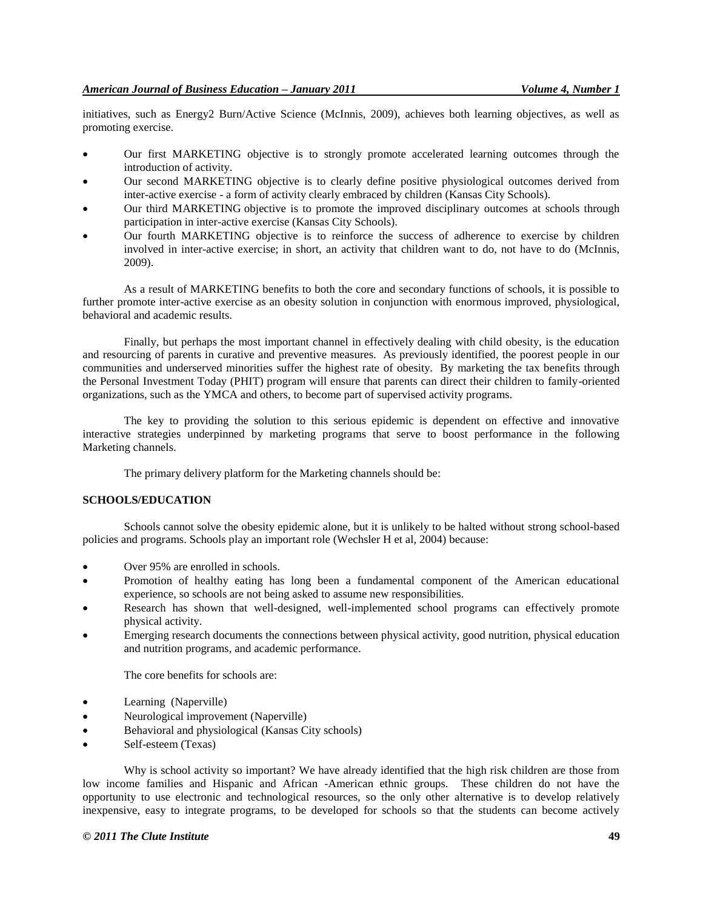initiatives, such as Energy2 Burn/Active Science (McInnis, 2009), achieves both learning objectives, as well as promoting exercise.

- Our first MARKETING objective is to strongly promote accelerated learning outcomes through the introduction of activity.
- Our second MARKETING objective is to clearly define positive physiological outcomes derived from inter-active exercise - a form of activity clearly embraced by children (Kansas City Schools).
- Our third MARKETING objective is to promote the improved disciplinary outcomes at schools through participation in inter-active exercise (Kansas City Schools).
- Our fourth MARKETING objective is to reinforce the success of adherence to exercise by children involved in inter-active exercise; in short, an activity that children want to do, not have to do (McInnis, 2009).

As a result of MARKETING benefits to both the core and secondary functions of schools, it is possible to further promote inter-active exercise as an obesity solution in conjunction with enormous improved, physiological, behavioral and academic results.

Finally, but perhaps the most important channel in effectively dealing with child obesity, is the education and resourcing of parents in curative and preventive measures. As previously identified, the poorest people in our communities and underserved minorities suffer the highest rate of obesity. By marketing the tax benefits through the Personal Investment Today (PHIT) program will ensure that parents can direct their children to family-oriented organizations, such as the YMCA and others, to become part of supervised activity programs.

The key to providing the solution to this serious epidemic is dependent on effective and innovative interactive strategies underpinned by marketing programs that serve to boost performance in the following Marketing channels.

The primary delivery platform for the Marketing channels should be:

**SCHOOLS/EDUCATION**

Schools cannot solve the obesity epidemic alone, but it is unlikely to be halted without strong school-based policies and programs. Schools play an important role (Wechsler H et al, 2004) because:

- Over 95% are enrolled in schools.
- Promotion of healthy eating has long been a fundamental component of the American educational experience, so schools are not being asked to assume new responsibilities.
- Research has shown that well-designed, well-implemented school programs can effectively promote physical activity.
- Emerging research documents the connections between physical activity, good nutrition, physical education and nutrition programs, and academic performance.

The core benefits for schools are:

- Learning (Naperville)
- Neurological improvement (Naperville)
- Behavioral and physiological (Kansas City schools)
- Self-esteem (Texas)

Why is school activity so important? We have already identified that the high risk children are those from low income families and Hispanic and African -American ethnic groups. These children do not have the opportunity to use electronic and technological resources, so the only other alternative is to develop relatively inexpensive, easy to integrate programs, to be developed for schools so that the students can become actively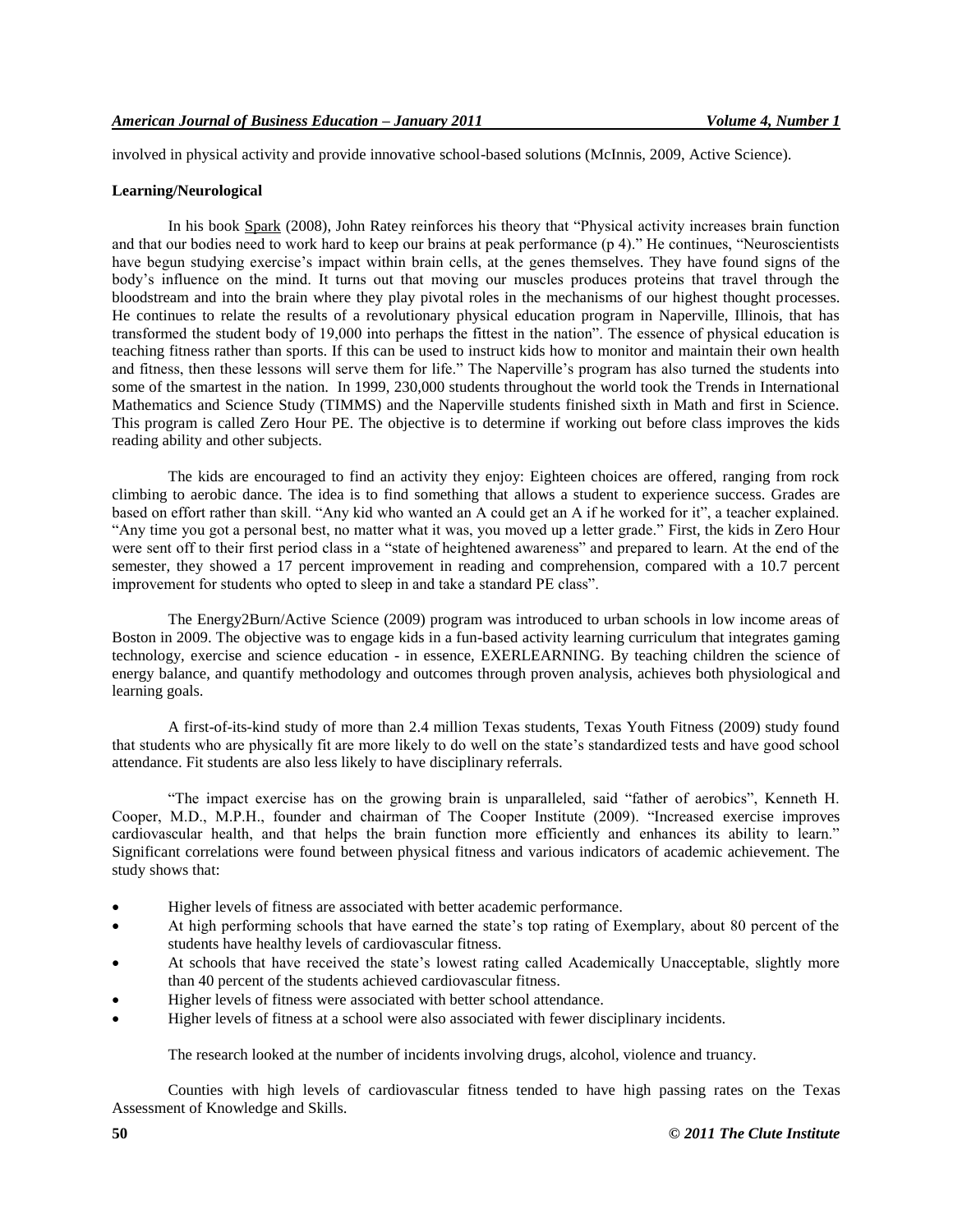involved in physical activity and provide innovative school-based solutions (McInnis, 2009, Active Science).

**Learning/Neurological**

In his book Spark (2008), John Ratey reinforces his theory that "Physical activity increases brain function and that our bodies need to work hard to keep our brains at peak performance (p 4)." He continues, "Neuroscientists have begun studying exercise's impact within brain cells, at the genes themselves. They have found signs of the body's influence on the mind. It turns out that moving our muscles produces proteins that travel through the bloodstream and into the brain where they play pivotal roles in the mechanisms of our highest thought processes. He continues to relate the results of a revolutionary physical education program in Naperville, Illinois, that has transformed the student body of 19,000 into perhaps the fittest in the nation". The essence of physical education is teaching fitness rather than sports. If this can be used to instruct kids how to monitor and maintain their own health and fitness, then these lessons will serve them for life." The Naperville's program has also turned the students into some of the smartest in the nation. In 1999, 230,000 students throughout the world took the Trends in International Mathematics and Science Study (TIMMS) and the Naperville students finished sixth in Math and first in Science. This program is called Zero Hour PE. The objective is to determine if working out before class improves the kids reading ability and other subjects.

The kids are encouraged to find an activity they enjoy: Eighteen choices are offered, ranging from rock climbing to aerobic dance. The idea is to find something that allows a student to experience success. Grades are based on effort rather than skill. "Any kid who wanted an A could get an A if he worked for it", a teacher explained. "Any time you got a personal best, no matter what it was, you moved up a letter grade." First, the kids in Zero Hour were sent off to their first period class in a "state of heightened awareness" and prepared to learn. At the end of the semester, they showed a 17 percent improvement in reading and comprehension, compared with a 10.7 percent improvement for students who opted to sleep in and take a standard PE class".

The Energy2Burn/Active Science (2009) program was introduced to urban schools in low income areas of Boston in 2009. The objective was to engage kids in a fun-based activity learning curriculum that integrates gaming technology, exercise and science education - in essence, EXERLEARNING. By teaching children the science of energy balance, and quantify methodology and outcomes through proven analysis, achieves both physiological and learning goals.

A first-of-its-kind study of more than 2.4 million Texas students, Texas Youth Fitness (2009) study found that students who are physically fit are more likely to do well on the state's standardized tests and have good school attendance. Fit students are also less likely to have disciplinary referrals.

"The impact exercise has on the growing brain is unparalleled, said "father of aerobics", Kenneth H. Cooper, M.D., M.P.H., founder and chairman of The Cooper Institute (2009). "Increased exercise improves cardiovascular health, and that helps the brain function more efficiently and enhances its ability to learn." Significant correlations were found between physical fitness and various indicators of academic achievement. The study shows that:

- Higher levels of fitness are associated with better academic performance.
- At high performing schools that have earned the state's top rating of Exemplary, about 80 percent of the students have healthy levels of cardiovascular fitness.
- At schools that have received the state's lowest rating called Academically Unacceptable, slightly more than 40 percent of the students achieved cardiovascular fitness.
- Higher levels of fitness were associated with better school attendance.
- Higher levels of fitness at a school were also associated with fewer disciplinary incidents.

The research looked at the number of incidents involving drugs, alcohol, violence and truancy.

Counties with high levels of cardiovascular fitness tended to have high passing rates on the Texas Assessment of Knowledge and Skills.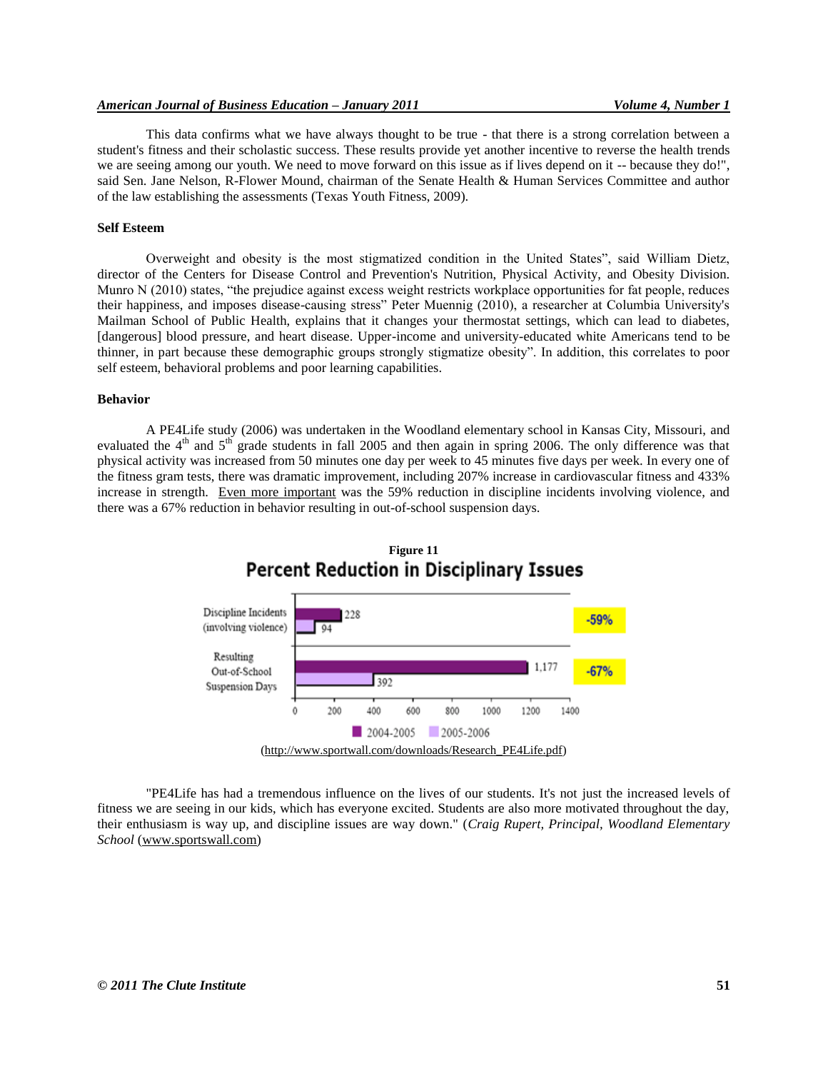This data confirms what we have always thought to be true - that there is a strong correlation between a student's fitness and their scholastic success. These results provide yet another incentive to reverse the health trends we are seeing among our youth. We need to move forward on this issue as if lives depend on it -- because they do!", said Sen. Jane Nelson, R-Flower Mound, chairman of the Senate Health & Human Services Committee and author of the law establishing the assessments (Texas Youth Fitness, 2009).

### Self Esteem

Overweight and obesity is the most stigmatized condition in the United States", said William Dietz, director of the Centers for Disease Control and Prevention's Nutrition, Physical Activity, and Obesity Division. Munro N (2010) states, "the prejudice against excess weight restricts workplace opportunities for fat people, reduces their happiness, and imposes disease-causing stress" Peter Muennig (2010), a researcher at Columbia University's Mailman School of Public Health, explains that it changes your thermostat settings, which can lead to diabetes, [dangerous] blood pressure, and heart disease. Upper-income and university-educated white Americans tend to be thinner, in part because these demographic groups strongly stigmatize obesity". In addition, this correlates to poor self esteem, behavioral problems and poor learning capabilities.

### Behavior

A PE4Life study (2006) was undertaken in the Woodland elementary school in Kansas City, Missouri, and evaluated the 4th and 5th grade students in fall 2005 and then again in spring 2006. The only difference was that physical activity was increased from 50 minutes one day per week to 45 minutes five days per week. In every one of the fitness gram tests, there was dramatic improvement, including 207% increase in cardiovascular fitness and 433% increase in strength. Even more important was the 59% reduction in discipline incidents involving violence, and there was a 67% reduction in behavior resulting in out-of-school suspension days.

**Figure 11**

**Percent Reduction in Disciplinary Issues**

| | 2004-2005 | 2005-2006 | Change |
|---|---|---|---|
| Discipline Incidents (involving violence) | 228 | 94 | -59% |
| Resulting Out-of-School Suspension Days | 1,177 | 392 | -67% |

(http://www.sportwall.com/downloads/Research_PE4Life.pdf)

"PE4Life has had a tremendous influence on the lives of our students. It's not just the increased levels of fitness we are seeing in our kids, which has everyone excited. Students are also more motivated throughout the day, their enthusiasm is way up, and discipline issues are way down." (*Craig Rupert, Principal, Woodland Elementary School* (www.sportswall.com)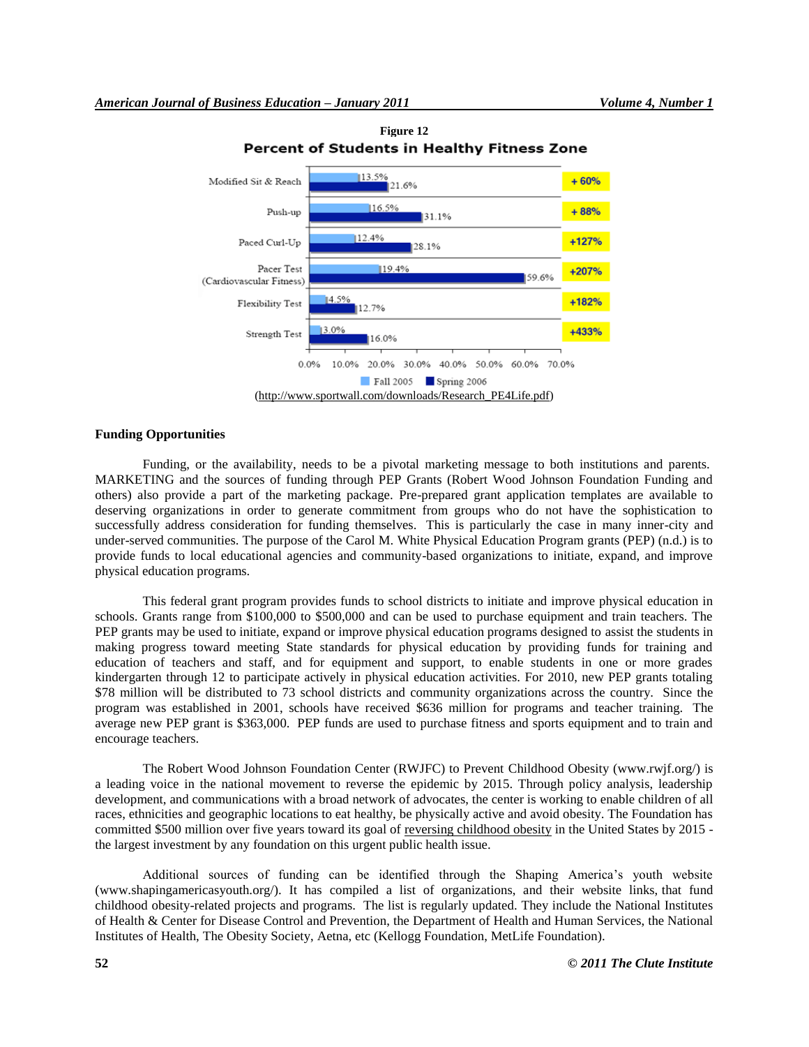**Figure 12**

**Percent of Students in Healthy Fitness Zone**

| Test | Fall 2005 | Spring 2006 | Change |
|---|---|---|---|
| Modified Sit & Reach | 13.5% | 21.6% | + 60% |
| Push-up | 16.5% | 31.1% | + 88% |
| Paced Curl-Up | 12.4% | 28.1% | +127% |
| Pacer Test (Cardiovascular Fitness) | 19.4% | 59.6% | +207% |
| Flexibility Test | 4.5% | 12.7% | +182% |
| Strength Test | 3.0% | 16.0% | +433% |

(http://www.sportwall.com/downloads/Research_PE4Life.pdf)

## Funding Opportunities

Funding, or the availability, needs to be a pivotal marketing message to both institutions and parents. MARKETING and the sources of funding through PEP Grants (Robert Wood Johnson Foundation Funding and others) also provide a part of the marketing package. Pre-prepared grant application templates are available to deserving organizations in order to generate commitment from groups who do not have the sophistication to successfully address consideration for funding themselves. This is particularly the case in many inner-city and under-served communities. The purpose of the Carol M. White Physical Education Program grants (PEP) (n.d.) is to provide funds to local educational agencies and community-based organizations to initiate, expand, and improve physical education programs.

This federal grant program provides funds to school districts to initiate and improve physical education in schools. Grants range from $100,000 to $500,000 and can be used to purchase equipment and train teachers. The PEP grants may be used to initiate, expand or improve physical education programs designed to assist the students in making progress toward meeting State standards for physical education by providing funds for training and education of teachers and staff, and for equipment and support, to enable students in one or more grades kindergarten through 12 to participate actively in physical education activities. For 2010, new PEP grants totaling $78 million will be distributed to 73 school districts and community organizations across the country. Since the program was established in 2001, schools have received $636 million for programs and teacher training. The average new PEP grant is $363,000. PEP funds are used to purchase fitness and sports equipment and to train and encourage teachers.

The Robert Wood Johnson Foundation Center (RWJFC) to Prevent Childhood Obesity (www.rwjf.org/) is a leading voice in the national movement to reverse the epidemic by 2015. Through policy analysis, leadership development, and communications with a broad network of advocates, the center is working to enable children of all races, ethnicities and geographic locations to eat healthy, be physically active and avoid obesity. The Foundation has committed $500 million over five years toward its goal of reversing childhood obesity in the United States by 2015 - the largest investment by any foundation on this urgent public health issue.

Additional sources of funding can be identified through the Shaping America's youth website (www.shapingamericasyouth.org/). It has compiled a list of organizations, and their website links, that fund childhood obesity-related projects and programs. The list is regularly updated. They include the National Institutes of Health & Center for Disease Control and Prevention, the Department of Health and Human Services, the National Institutes of Health, The Obesity Society, Aetna, etc (Kellogg Foundation, MetLife Foundation).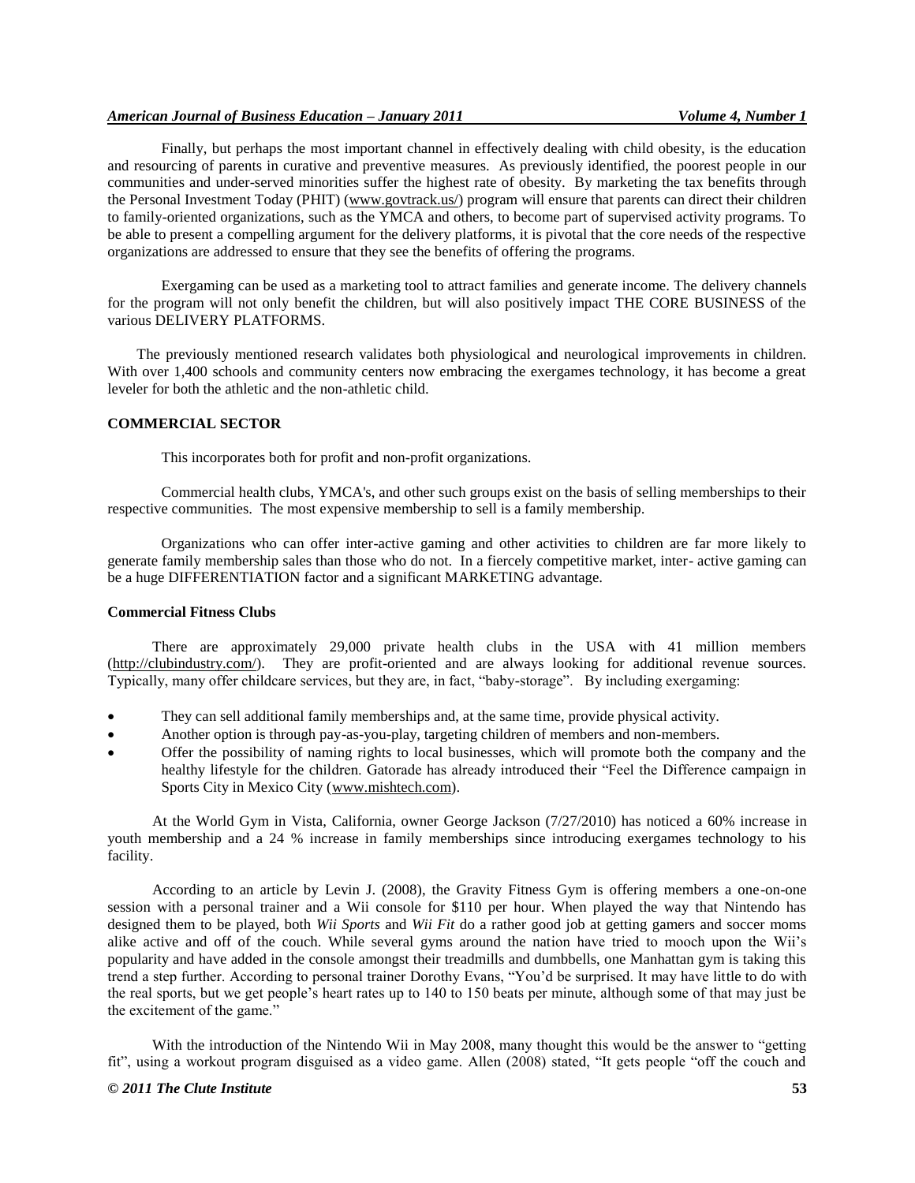Finally, but perhaps the most important channel in effectively dealing with child obesity, is the education and resourcing of parents in curative and preventive measures. As previously identified, the poorest people in our communities and under-served minorities suffer the highest rate of obesity. By marketing the tax benefits through the Personal Investment Today (PHIT) (www.govtrack.us/) program will ensure that parents can direct their children to family-oriented organizations, such as the YMCA and others, to become part of supervised activity programs. To be able to present a compelling argument for the delivery platforms, it is pivotal that the core needs of the respective organizations are addressed to ensure that they see the benefits of offering the programs.

Exergaming can be used as a marketing tool to attract families and generate income. The delivery channels for the program will not only benefit the children, but will also positively impact THE CORE BUSINESS of the various DELIVERY PLATFORMS.

The previously mentioned research validates both physiological and neurological improvements in children. With over 1,400 schools and community centers now embracing the exergames technology, it has become a great leveler for both the athletic and the non-athletic child.

### COMMERCIAL SECTOR

This incorporates both for profit and non-profit organizations.

Commercial health clubs, YMCA's, and other such groups exist on the basis of selling memberships to their respective communities. The most expensive membership to sell is a family membership.

Organizations who can offer inter-active gaming and other activities to children are far more likely to generate family membership sales than those who do not. In a fiercely competitive market, inter- active gaming can be a huge DIFFERENTIATION factor and a significant MARKETING advantage.

#### Commercial Fitness Clubs

There are approximately 29,000 private health clubs in the USA with 41 million members (http://clubindustry.com/). They are profit-oriented and are always looking for additional revenue sources. Typically, many offer childcare services, but they are, in fact, "baby-storage". By including exergaming:

- They can sell additional family memberships and, at the same time, provide physical activity.
- Another option is through pay-as-you-play, targeting children of members and non-members.
- Offer the possibility of naming rights to local businesses, which will promote both the company and the healthy lifestyle for the children. Gatorade has already introduced their "Feel the Difference campaign in Sports City in Mexico City (www.mishtech.com).

At the World Gym in Vista, California, owner George Jackson (7/27/2010) has noticed a 60% increase in youth membership and a 24 % increase in family memberships since introducing exergames technology to his facility.

According to an article by Levin J. (2008), the Gravity Fitness Gym is offering members a one-on-one session with a personal trainer and a Wii console for $110 per hour. When played the way that Nintendo has designed them to be played, both *Wii Sports* and *Wii Fit* do a rather good job at getting gamers and soccer moms alike active and off of the couch. While several gyms around the nation have tried to mooch upon the Wii's popularity and have added in the console amongst their treadmills and dumbbells, one Manhattan gym is taking this trend a step further. According to personal trainer Dorothy Evans, "You'd be surprised. It may have little to do with the real sports, but we get people's heart rates up to 140 to 150 beats per minute, although some of that may just be the excitement of the game."

With the introduction of the Nintendo Wii in May 2008, many thought this would be the answer to "getting fit", using a workout program disguised as a video game. Allen (2008) stated, "It gets people "off the couch and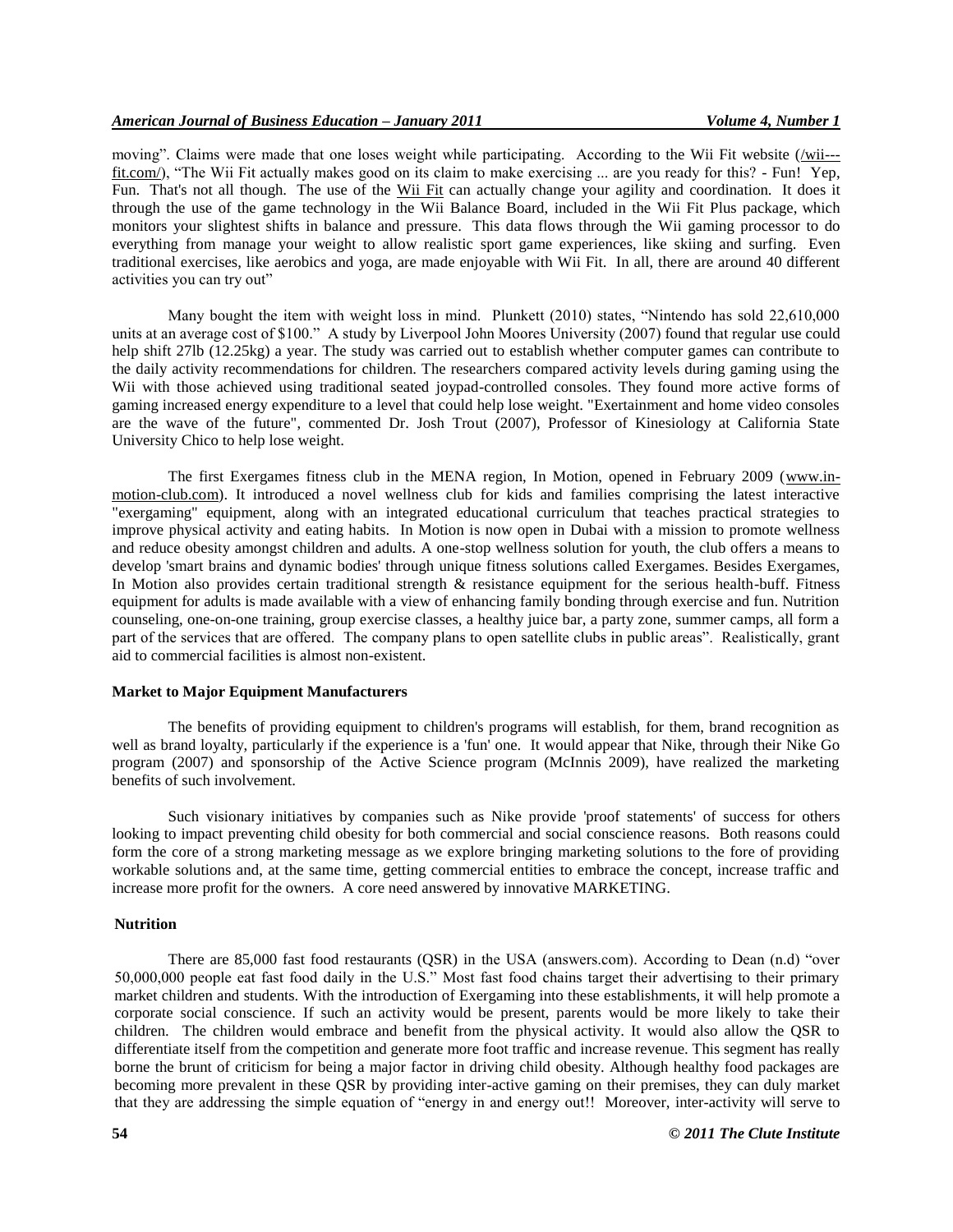moving". Claims were made that one loses weight while participating. According to the Wii Fit website (/wii---fit.com/), "The Wii Fit actually makes good on its claim to make exercising ... are you ready for this? - Fun! Yep, Fun. That's not all though. The use of the Wii Fit can actually change your agility and coordination. It does it through the use of the game technology in the Wii Balance Board, included in the Wii Fit Plus package, which monitors your slightest shifts in balance and pressure. This data flows through the Wii gaming processor to do everything from manage your weight to allow realistic sport game experiences, like skiing and surfing. Even traditional exercises, like aerobics and yoga, are made enjoyable with Wii Fit. In all, there are around 40 different activities you can try out"

Many bought the item with weight loss in mind. Plunkett (2010) states, "Nintendo has sold 22,610,000 units at an average cost of $100." A study by Liverpool John Moores University (2007) found that regular use could help shift 27lb (12.25kg) a year. The study was carried out to establish whether computer games can contribute to the daily activity recommendations for children. The researchers compared activity levels during gaming using the Wii with those achieved using traditional seated joypad-controlled consoles. They found more active forms of gaming increased energy expenditure to a level that could help lose weight. "Exertainment and home video consoles are the wave of the future", commented Dr. Josh Trout (2007), Professor of Kinesiology at California State University Chico to help lose weight.

The first Exergames fitness club in the MENA region, In Motion, opened in February 2009 (www.in-motion-club.com). It introduced a novel wellness club for kids and families comprising the latest interactive "exergaming" equipment, along with an integrated educational curriculum that teaches practical strategies to improve physical activity and eating habits. In Motion is now open in Dubai with a mission to promote wellness and reduce obesity amongst children and adults. A one-stop wellness solution for youth, the club offers a means to develop 'smart brains and dynamic bodies' through unique fitness solutions called Exergames. Besides Exergames, In Motion also provides certain traditional strength & resistance equipment for the serious health-buff. Fitness equipment for adults is made available with a view of enhancing family bonding through exercise and fun. Nutrition counseling, one-on-one training, group exercise classes, a healthy juice bar, a party zone, summer camps, all form a part of the services that are offered. The company plans to open satellite clubs in public areas". Realistically, grant aid to commercial facilities is almost non-existent.

**Market to Major Equipment Manufacturers**

The benefits of providing equipment to children's programs will establish, for them, brand recognition as well as brand loyalty, particularly if the experience is a 'fun' one. It would appear that Nike, through their Nike Go program (2007) and sponsorship of the Active Science program (McInnis 2009), have realized the marketing benefits of such involvement.

Such visionary initiatives by companies such as Nike provide 'proof statements' of success for others looking to impact preventing child obesity for both commercial and social conscience reasons. Both reasons could form the core of a strong marketing message as we explore bringing marketing solutions to the fore of providing workable solutions and, at the same time, getting commercial entities to embrace the concept, increase traffic and increase more profit for the owners. A core need answered by innovative MARKETING.

**Nutrition**

There are 85,000 fast food restaurants (QSR) in the USA (answers.com). According to Dean (n.d) "over 50,000,000 people eat fast food daily in the U.S." Most fast food chains target their advertising to their primary market children and students. With the introduction of Exergaming into these establishments, it will help promote a corporate social conscience. If such an activity would be present, parents would be more likely to take their children. The children would embrace and benefit from the physical activity. It would also allow the QSR to differentiate itself from the competition and generate more foot traffic and increase revenue. This segment has really borne the brunt of criticism for being a major factor in driving child obesity. Although healthy food packages are becoming more prevalent in these QSR by providing inter-active gaming on their premises, they can duly market that they are addressing the simple equation of "energy in and energy out!! Moreover, inter-activity will serve to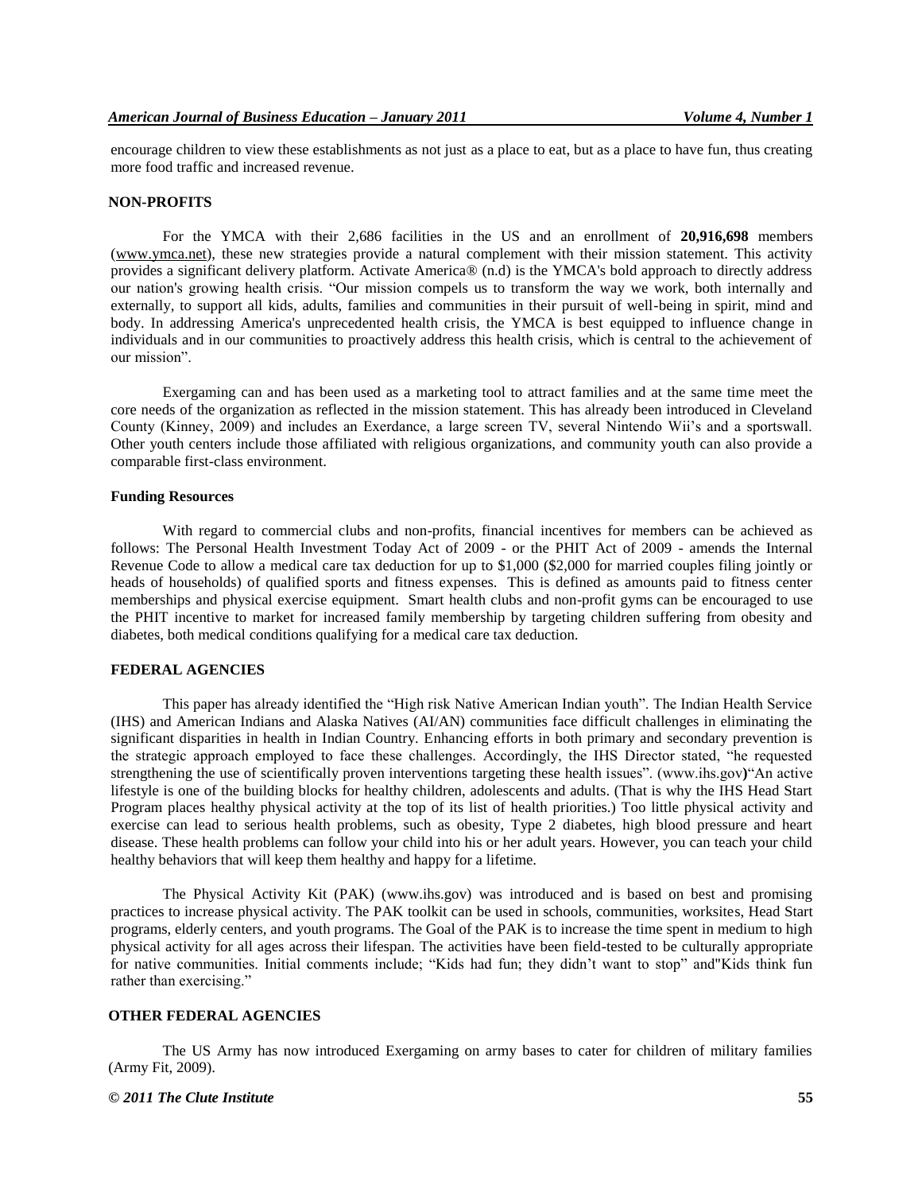encourage children to view these establishments as not just as a place to eat, but as a place to have fun, thus creating more food traffic and increased revenue.

## NON-PROFITS

For the YMCA with their 2,686 facilities in the US and an enrollment of **20,916,698** members (www.ymca.net), these new strategies provide a natural complement with their mission statement. This activity provides a significant delivery platform. Activate America® (n.d) is the YMCA's bold approach to directly address our nation's growing health crisis. "Our mission compels us to transform the way we work, both internally and externally, to support all kids, adults, families and communities in their pursuit of well-being in spirit, mind and body. In addressing America's unprecedented health crisis, the YMCA is best equipped to influence change in individuals and in our communities to proactively address this health crisis, which is central to the achievement of our mission".

Exergaming can and has been used as a marketing tool to attract families and at the same time meet the core needs of the organization as reflected in the mission statement. This has already been introduced in Cleveland County (Kinney, 2009) and includes an Exerdance, a large screen TV, several Nintendo Wii's and a sportswall. Other youth centers include those affiliated with religious organizations, and community youth can also provide a comparable first-class environment.

### Funding Resources

With regard to commercial clubs and non-profits, financial incentives for members can be achieved as follows: The Personal Health Investment Today Act of 2009 - or the PHIT Act of 2009 - amends the Internal Revenue Code to allow a medical care tax deduction for up to $1,000 ($2,000 for married couples filing jointly or heads of households) of qualified sports and fitness expenses. This is defined as amounts paid to fitness center memberships and physical exercise equipment. Smart health clubs and non-profit gyms can be encouraged to use the PHIT incentive to market for increased family membership by targeting children suffering from obesity and diabetes, both medical conditions qualifying for a medical care tax deduction.

## FEDERAL AGENCIES

This paper has already identified the "High risk Native American Indian youth". The Indian Health Service (IHS) and American Indians and Alaska Natives (AI/AN) communities face difficult challenges in eliminating the significant disparities in health in Indian Country. Enhancing efforts in both primary and secondary prevention is the strategic approach employed to face these challenges. Accordingly, the IHS Director stated, "he requested strengthening the use of scientifically proven interventions targeting these health issues". (www.ihs.gov)"An active lifestyle is one of the building blocks for healthy children, adolescents and adults. (That is why the IHS Head Start Program places healthy physical activity at the top of its list of health priorities.) Too little physical activity and exercise can lead to serious health problems, such as obesity, Type 2 diabetes, high blood pressure and heart disease. These health problems can follow your child into his or her adult years. However, you can teach your child healthy behaviors that will keep them healthy and happy for a lifetime.

The Physical Activity Kit (PAK) (www.ihs.gov) was introduced and is based on best and promising practices to increase physical activity. The PAK toolkit can be used in schools, communities, worksites, Head Start programs, elderly centers, and youth programs. The Goal of the PAK is to increase the time spent in medium to high physical activity for all ages across their lifespan. The activities have been field-tested to be culturally appropriate for native communities. Initial comments include; "Kids had fun; they didn't want to stop" and"Kids think fun rather than exercising."

## OTHER FEDERAL AGENCIES

The US Army has now introduced Exergaming on army bases to cater for children of military families (Army Fit, 2009).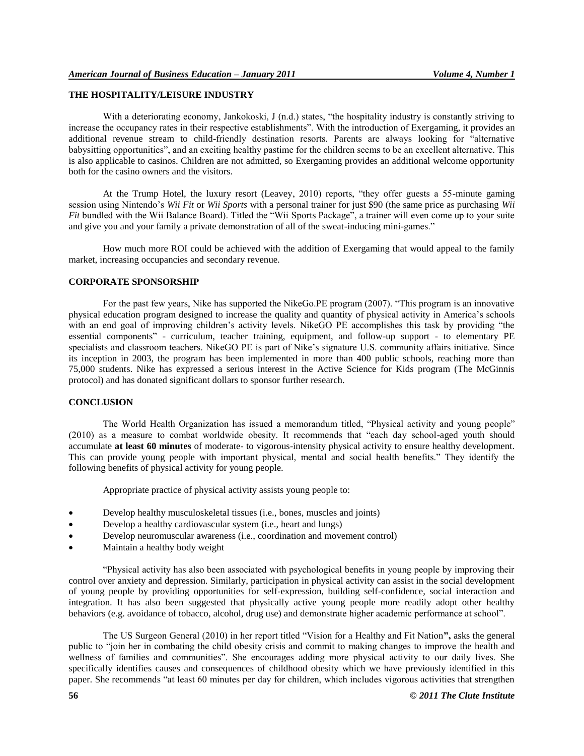## THE HOSPITALITY/LEISURE INDUSTRY

With a deteriorating economy, Jankokoski, J (n.d.) states, "the hospitality industry is constantly striving to increase the occupancy rates in their respective establishments". With the introduction of Exergaming, it provides an additional revenue stream to child-friendly destination resorts. Parents are always looking for "alternative babysitting opportunities", and an exciting healthy pastime for the children seems to be an excellent alternative. This is also applicable to casinos. Children are not admitted, so Exergaming provides an additional welcome opportunity both for the casino owners and the visitors.

At the Trump Hotel, the luxury resort (Leavey, 2010) reports, "they offer guests a 55-minute gaming session using Nintendo's *Wii Fit* or *Wii Sports* with a personal trainer for just $90 (the same price as purchasing *Wii Fit* bundled with the Wii Balance Board). Titled the "Wii Sports Package", a trainer will even come up to your suite and give you and your family a private demonstration of all of the sweat-inducing mini-games."

How much more ROI could be achieved with the addition of Exergaming that would appeal to the family market, increasing occupancies and secondary revenue.

## CORPORATE SPONSORSHIP

For the past few years, Nike has supported the NikeGo.PE program (2007). "This program is an innovative physical education program designed to increase the quality and quantity of physical activity in America's schools with an end goal of improving children's activity levels. NikeGO PE accomplishes this task by providing "the essential components" - curriculum, teacher training, equipment, and follow-up support - to elementary PE specialists and classroom teachers. NikeGO PE is part of Nike's signature U.S. community affairs initiative. Since its inception in 2003, the program has been implemented in more than 400 public schools, reaching more than 75,000 students. Nike has expressed a serious interest in the Active Science for Kids program (The McGinnis protocol) and has donated significant dollars to sponsor further research.

## CONCLUSION

The World Health Organization has issued a memorandum titled, "Physical activity and young people" (2010) as a measure to combat worldwide obesity. It recommends that "each day school-aged youth should accumulate **at least 60 minutes** of moderate- to vigorous-intensity physical activity to ensure healthy development. This can provide young people with important physical, mental and social health benefits." They identify the following benefits of physical activity for young people.

Appropriate practice of physical activity assists young people to:

- Develop healthy musculoskeletal tissues (i.e., bones, muscles and joints)
- Develop a healthy cardiovascular system (i.e., heart and lungs)
- Develop neuromuscular awareness (i.e., coordination and movement control)
- Maintain a healthy body weight

"Physical activity has also been associated with psychological benefits in young people by improving their control over anxiety and depression. Similarly, participation in physical activity can assist in the social development of young people by providing opportunities for self-expression, building self-confidence, social interaction and integration. It has also been suggested that physically active young people more readily adopt other healthy behaviors (e.g. avoidance of tobacco, alcohol, drug use) and demonstrate higher academic performance at school".

The US Surgeon General (2010) in her report titled "Vision for a Healthy and Fit Nation**",** asks the general public to "join her in combating the child obesity crisis and commit to making changes to improve the health and wellness of families and communities". She encourages adding more physical activity to our daily lives. She specifically identifies causes and consequences of childhood obesity which we have previously identified in this paper. She recommends "at least 60 minutes per day for children, which includes vigorous activities that strengthen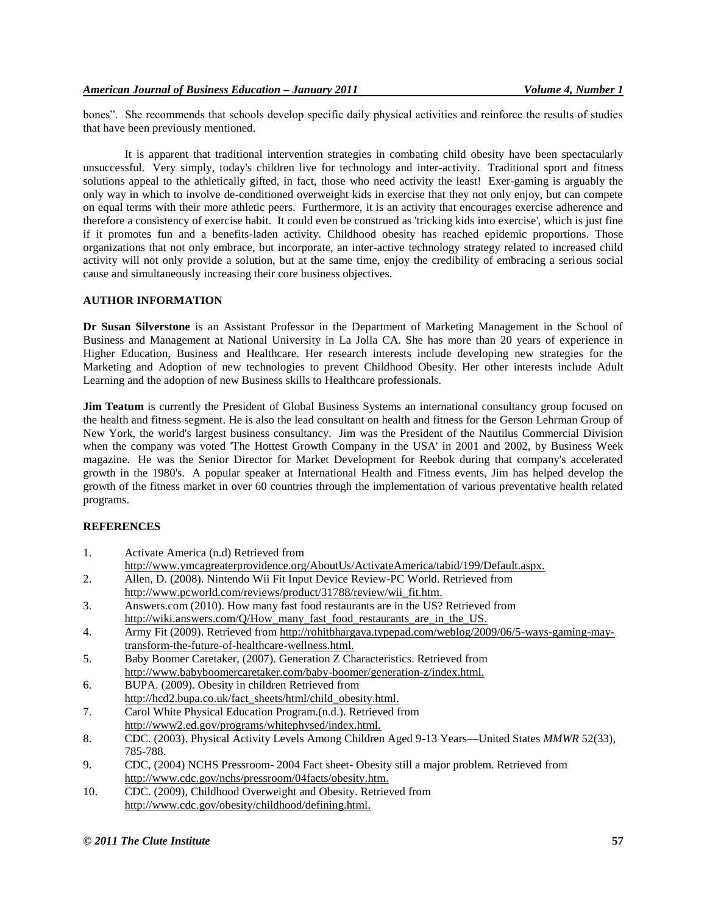bones". She recommends that schools develop specific daily physical activities and reinforce the results of studies that have been previously mentioned.

It is apparent that traditional intervention strategies in combating child obesity have been spectacularly unsuccessful. Very simply, today's children live for technology and inter-activity. Traditional sport and fitness solutions appeal to the athletically gifted, in fact, those who need activity the least! Exer-gaming is arguably the only way in which to involve de-conditioned overweight kids in exercise that they not only enjoy, but can compete on equal terms with their more athletic peers. Furthermore, it is an activity that encourages exercise adherence and therefore a consistency of exercise habit. It could even be construed as 'tricking kids into exercise', which is just fine if it promotes fun and a benefits-laden activity. Childhood obesity has reached epidemic proportions. Those organizations that not only embrace, but incorporate, an inter-active technology strategy related to increased child activity will not only provide a solution, but at the same time, enjoy the credibility of embracing a serious social cause and simultaneously increasing their core business objectives.

## AUTHOR INFORMATION

**Dr Susan Silverstone** is an Assistant Professor in the Department of Marketing Management in the School of Business and Management at National University in La Jolla CA. She has more than 20 years of experience in Higher Education, Business and Healthcare. Her research interests include developing new strategies for the Marketing and Adoption of new technologies to prevent Childhood Obesity. Her other interests include Adult Learning and the adoption of new Business skills to Healthcare professionals.

**Jim Teatum** is currently the President of Global Business Systems an international consultancy group focused on the health and fitness segment. He is also the lead consultant on health and fitness for the Gerson Lehrman Group of New York, the world's largest business consultancy. Jim was the President of the Nautilus Commercial Division when the company was voted 'The Hottest Growth Company in the USA' in 2001 and 2002, by Business Week magazine. He was the Senior Director for Market Development for Reebok during that company's accelerated growth in the 1980's. A popular speaker at International Health and Fitness events, Jim has helped develop the growth of the fitness market in over 60 countries through the implementation of various preventative health related programs.

## REFERENCES

1. Activate America (n.d) Retrieved from http://www.ymcagreaterprovidence.org/AboutUs/ActivateAmerica/tabid/199/Default.aspx.
2. Allen, D. (2008). Nintendo Wii Fit Input Device Review-PC World. Retrieved from http://www.pcworld.com/reviews/product/31788/review/wii_fit.htm.
3. Answers.com (2010). How many fast food restaurants are in the US? Retrieved from http://wiki.answers.com/Q/How_many_fast_food_restaurants_are_in_the_US.
4. Army Fit (2009). Retrieved from http://rohitbhargava.typepad.com/weblog/2009/06/5-ways-gaming-may-transform-the-future-of-healthcare-wellness.html.
5. Baby Boomer Caretaker, (2007). Generation Z Characteristics. Retrieved from http://www.babyboomercaretaker.com/baby-boomer/generation-z/index.html.
6. BUPA. (2009). Obesity in children Retrieved from http://hcd2.bupa.co.uk/fact_sheets/html/child_obesity.html.
7. Carol White Physical Education Program.(n.d.). Retrieved from http://www2.ed.gov/programs/whitephysed/index.html.
8. CDC. (2003). Physical Activity Levels Among Children Aged 9-13 Years—United States *MMWR* 52(33), 785-788.
9. CDC, (2004) NCHS Pressroom- 2004 Fact sheet- Obesity still a major problem. Retrieved from http://www.cdc.gov/nchs/pressroom/04facts/obesity.htm.
10. CDC. (2009), Childhood Overweight and Obesity. Retrieved from http://www.cdc.gov/obesity/childhood/defining.html.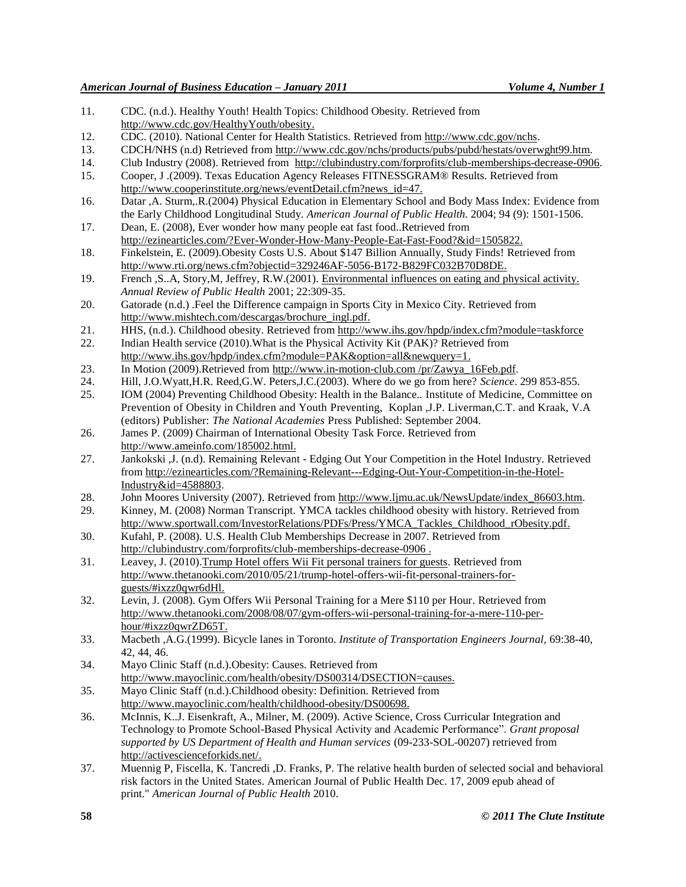11. CDC. (n.d.). Healthy Youth! Health Topics: Childhood Obesity. Retrieved from http://www.cdc.gov/HealthyYouth/obesity.
12. CDC. (2010). National Center for Health Statistics. Retrieved from http://www.cdc.gov/nchs.
13. CDCH/NHS (n.d) Retrieved from http://www.cdc.gov/nchs/products/pubs/pubd/hestats/overwght99.htm.
14. Club Industry (2008). Retrieved from http://clubindustry.com/forprofits/club-memberships-decrease-0906.
15. Cooper, J .(2009). Texas Education Agency Releases FITNESSGRAM® Results. Retrieved from http://www.cooperinstitute.org/news/eventDetail.cfm?news_id=47.
16. Datar ,A. Sturm,.R.(2004) Physical Education in Elementary School and Body Mass Index: Evidence from the Early Childhood Longitudinal Study. *American Journal of Public Health.* 2004; 94 (9): 1501-1506.
17. Dean, E. (2008), Ever wonder how many people eat fast food..Retrieved from http://ezinearticles.com/?Ever-Wonder-How-Many-People-Eat-Fast-Food?&id=1505822.
18. Finkelstein, E. (2009).Obesity Costs U.S. About $147 Billion Annually, Study Finds! Retrieved from http://www.rti.org/news.cfm?objectid=329246AF-5056-B172-B829FC032B70D8DE.
19. French ,S..A, Story,M, Jeffrey, R.W.(2001). Environmental influences on eating and physical activity. *Annual Review of Public Health* 2001; 22:309-35.
20. Gatorade (n.d.) .Feel the Difference campaign in Sports City in Mexico City. Retrieved from http://www.mishtech.com/descargas/brochure_ingl.pdf.
21. HHS, (n.d.). Childhood obesity. Retrieved from http://www.ihs.gov/hpdp/index.cfm?module=taskforce
22. Indian Health service (2010).What is the Physical Activity Kit (PAK)? Retrieved from http://www.ihs.gov/hpdp/index.cfm?module=PAK&option=all&newquery=1.
23. In Motion (2009).Retrieved from http://www.in-motion-club.com /pr/Zawya_16Feb.pdf.
24. Hill, J.O.Wyatt,H.R. Reed,G.W. Peters,J.C.(2003). Where do we go from here? *Science*. 299 853-855.
25. IOM (2004) Preventing Childhood Obesity: Health in the Balance.. Institute of Medicine, Committee on Prevention of Obesity in Children and Youth Preventing, Koplan ,J.P. Liverman,C.T. and Kraak, V.A (editors) Publisher: *The National Academies* Press Published: September 2004.
26. James P. (2009) Chairman of International Obesity Task Force. Retrieved from http://www.ameinfo.com/185002.html.
27. Jankokski ,J. (n.d). Remaining Relevant - Edging Out Your Competition in the Hotel Industry. Retrieved from http://ezinearticles.com/?Remaining-Relevant---Edging-Out-Your-Competition-in-the-Hotel-Industry&id=4588803.
28. John Moores University (2007). Retrieved from http://www.ljmu.ac.uk/NewsUpdate/index_86603.htm.
29. Kinney, M. (2008) Norman Transcript. YMCA tackles childhood obesity with history. Retrieved from http://www.sportwall.com/InvestorRelations/PDFs/Press/YMCA_Tackles_Childhood_rObesity.pdf.
30. Kufahl, P. (2008). U.S. Health Club Memberships Decrease in 2007. Retrieved from http://clubindustry.com/forprofits/club-memberships-decrease-0906 .
31. Leavey, J. (2010).Trump Hotel offers Wii Fit personal trainers for guests. Retrieved from http://www.thetanooki.com/2010/05/21/trump-hotel-offers-wii-fit-personal-trainers-for-guests/#ixzz0qwr6dHl.
32. Levin, J. (2008). Gym Offers Wii Personal Training for a Mere $110 per Hour. Retrieved from http://www.thetanooki.com/2008/08/07/gym-offers-wii-personal-training-for-a-mere-110-per-hour/#ixzz0qwrZD65T.
33. Macbeth ,A.G.(1999). Bicycle lanes in Toronto. *Institute of Transportation Engineers Journal,* 69:38-40, 42, 44, 46.
34. Mayo Clinic Staff (n.d.).Obesity: Causes. Retrieved from http://www.mayoclinic.com/health/obesity/DS00314/DSECTION=causes.
35. Mayo Clinic Staff (n.d.).Childhood obesity: Definition. Retrieved from http://www.mayoclinic.com/health/childhood-obesity/DS00698.
36. McInnis, K..J. Eisenkraft, A., Milner, M. (2009). Active Science, Cross Curricular Integration and Technology to Promote School-Based Physical Activity and Academic Performance". *Grant proposal supported by US Department of Health and Human services* (09-233-SOL-00207) retrieved from http://activescienceforkids.net/.
37. Muennig P, Fiscella, K. Tancredi ,D. Franks, P. The relative health burden of selected social and behavioral risk factors in the United States. American Journal of Public Health Dec. 17, 2009 epub ahead of print." *American Journal of Public Health* 2010.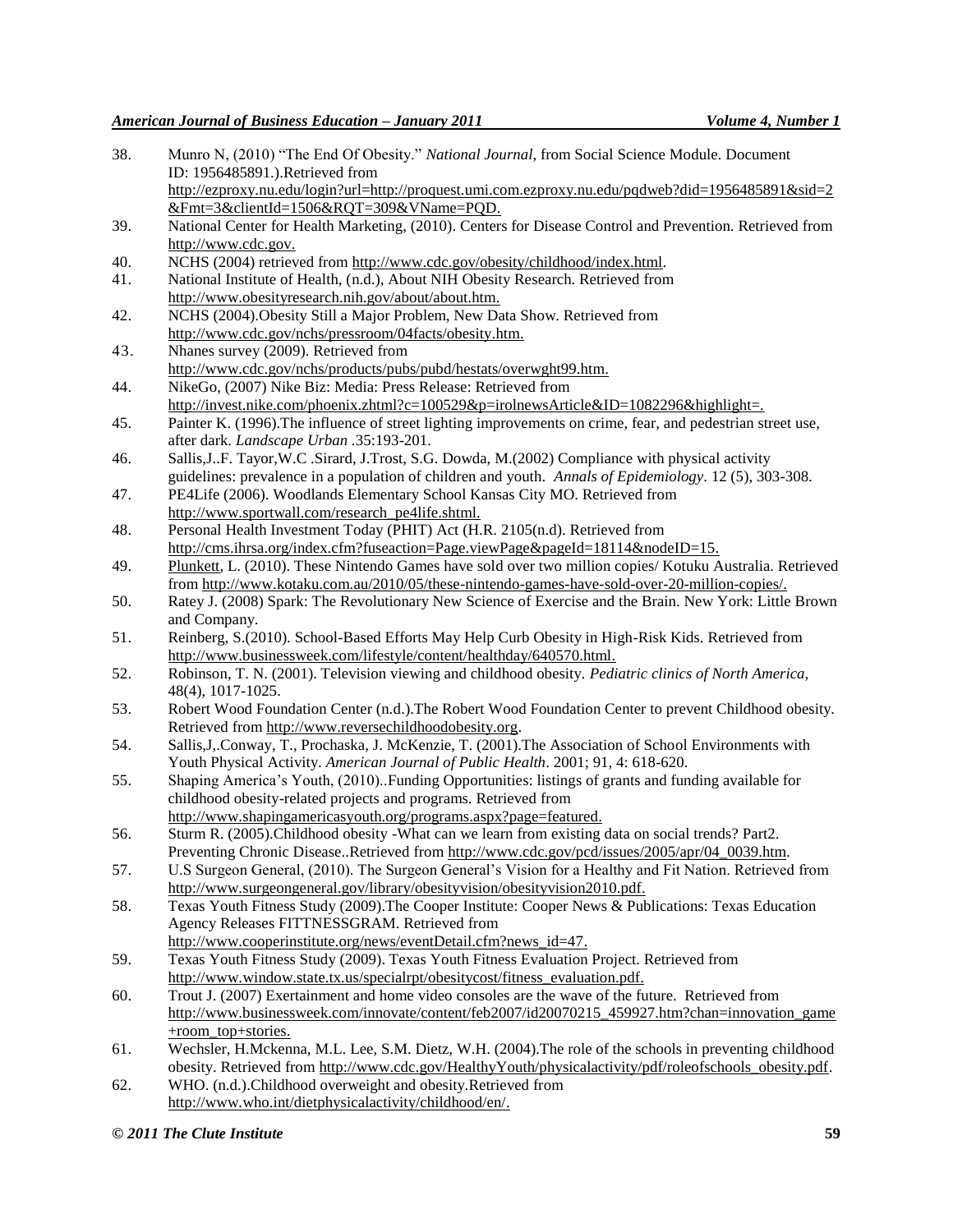38. Munro N, (2010) "The End Of Obesity." *National Journal*, from Social Science Module. Document ID: 1956485891.).Retrieved from http://ezproxy.nu.edu/login?url=http://proquest.umi.com.ezproxy.nu.edu/pqdweb?did=1956485891&sid=2&Fmt=3&clientId=1506&RQT=309&VName=PQD.
39. National Center for Health Marketing, (2010). Centers for Disease Control and Prevention. Retrieved from http://www.cdc.gov.
40. NCHS (2004) retrieved from http://www.cdc.gov/obesity/childhood/index.html.
41. National Institute of Health, (n.d.), About NIH Obesity Research. Retrieved from http://www.obesityresearch.nih.gov/about/about.htm.
42. NCHS (2004).Obesity Still a Major Problem, New Data Show. Retrieved from http://www.cdc.gov/nchs/pressroom/04facts/obesity.htm.
43. Nhanes survey (2009). Retrieved from http://www.cdc.gov/nchs/products/pubs/pubd/hestats/overwght99.htm.
44. NikeGo, (2007) Nike Biz: Media: Press Release: Retrieved from http://invest.nike.com/phoenix.zhtml?c=100529&p=irolnewsArticle&ID=1082296&highlight=.
45. Painter K. (1996).The influence of street lighting improvements on crime, fear, and pedestrian street use, after dark. *Landscape Urban* .35:193-201.
46. Sallis,J..F. Tayor,W.C .Sirard, J.Trost, S.G. Dowda, M.(2002) Compliance with physical activity guidelines: prevalence in a population of children and youth. *Annals of Epidemiology*. 12 (5), 303-308.
47. PE4Life (2006). Woodlands Elementary School Kansas City MO. Retrieved from http://www.sportwall.com/research_pe4life.shtml.
48. Personal Health Investment Today (PHIT) Act (H.R. 2105(n.d). Retrieved from http://cms.ihrsa.org/index.cfm?fuseaction=Page.viewPage&pageId=18114&nodeID=15.
49. Plunkett, L. (2010). These Nintendo Games have sold over two million copies/ Kotuku Australia. Retrieved from http://www.kotaku.com.au/2010/05/these-nintendo-games-have-sold-over-20-million-copies/.
50. Ratey J. (2008) Spark: The Revolutionary New Science of Exercise and the Brain. New York: Little Brown and Company.
51. Reinberg, S.(2010). School-Based Efforts May Help Curb Obesity in High-Risk Kids. Retrieved from http://www.businessweek.com/lifestyle/content/healthday/640570.html.
52. Robinson, T. N. (2001). Television viewing and childhood obesity. *Pediatric clinics of North America*, 48(4), 1017-1025.
53. Robert Wood Foundation Center (n.d.).The Robert Wood Foundation Center to prevent Childhood obesity. Retrieved from http://www.reversechildhoodobesity.org.
54. Sallis,J,.Conway, T., Prochaska, J. McKenzie, T. (2001).The Association of School Environments with Youth Physical Activity. *American Journal of Public Health*. 2001; 91, 4: 618-620.
55. Shaping America's Youth, (2010)..Funding Opportunities: listings of grants and funding available for childhood obesity-related projects and programs. Retrieved from http://www.shapingamericasyouth.org/programs.aspx?page=featured.
56. Sturm R. (2005).Childhood obesity -What can we learn from existing data on social trends? Part2. Preventing Chronic Disease..Retrieved from http://www.cdc.gov/pcd/issues/2005/apr/04_0039.htm.
57. U.S Surgeon General, (2010). The Surgeon General's Vision for a Healthy and Fit Nation. Retrieved from http://www.surgeongeneral.gov/library/obesityvision/obesityvision2010.pdf.
58. Texas Youth Fitness Study (2009).The Cooper Institute: Cooper News & Publications: Texas Education Agency Releases FITTNESSGRAM. Retrieved from http://www.cooperinstitute.org/news/eventDetail.cfm?news_id=47.
59. Texas Youth Fitness Study (2009). Texas Youth Fitness Evaluation Project. Retrieved from http://www.window.state.tx.us/specialrpt/obesitycost/fitness_evaluation.pdf.
60. Trout J. (2007) Exertainment and home video consoles are the wave of the future. Retrieved from http://www.businessweek.com/innovate/content/feb2007/id20070215_459927.htm?chan=innovation_game+room_top+stories.
61. Wechsler, H.Mckenna, M.L. Lee, S.M. Dietz, W.H. (2004).The role of the schools in preventing childhood obesity. Retrieved from http://www.cdc.gov/HealthyYouth/physicalactivity/pdf/roleofschools_obesity.pdf.
62. WHO. (n.d.).Childhood overweight and obesity.Retrieved from http://www.who.int/dietphysicalactivity/childhood/en/.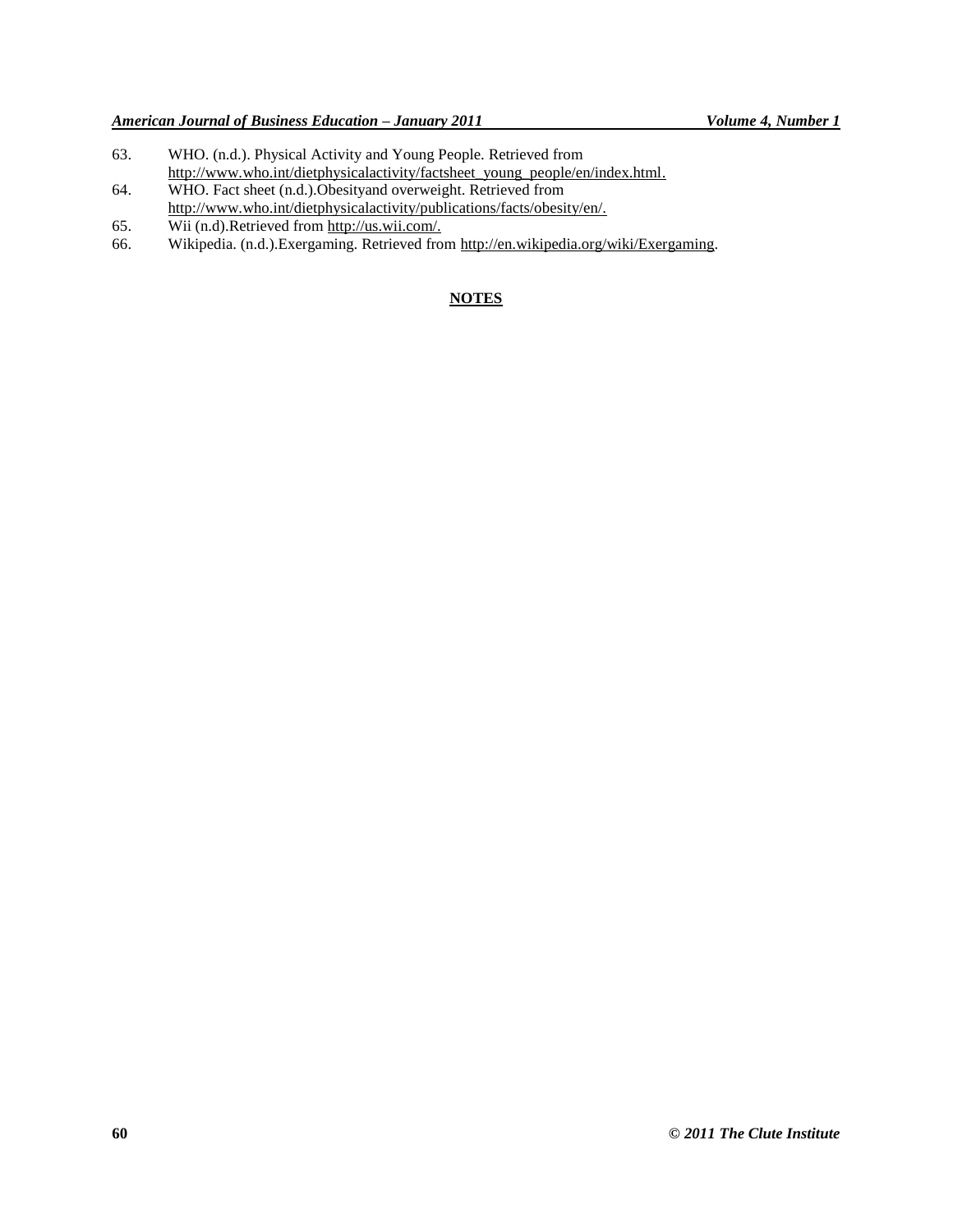63. WHO. (n.d.). Physical Activity and Young People. Retrieved from http://www.who.int/dietphysicalactivity/factsheet_young_people/en/index.html.
64. WHO. Fact sheet (n.d.).Obesityand overweight. Retrieved from http://www.who.int/dietphysicalactivity/publications/facts/obesity/en/.
65. Wii (n.d).Retrieved from http://us.wii.com/.
66. Wikipedia. (n.d.).Exergaming. Retrieved from http://en.wikipedia.org/wiki/Exergaming.

## NOTES